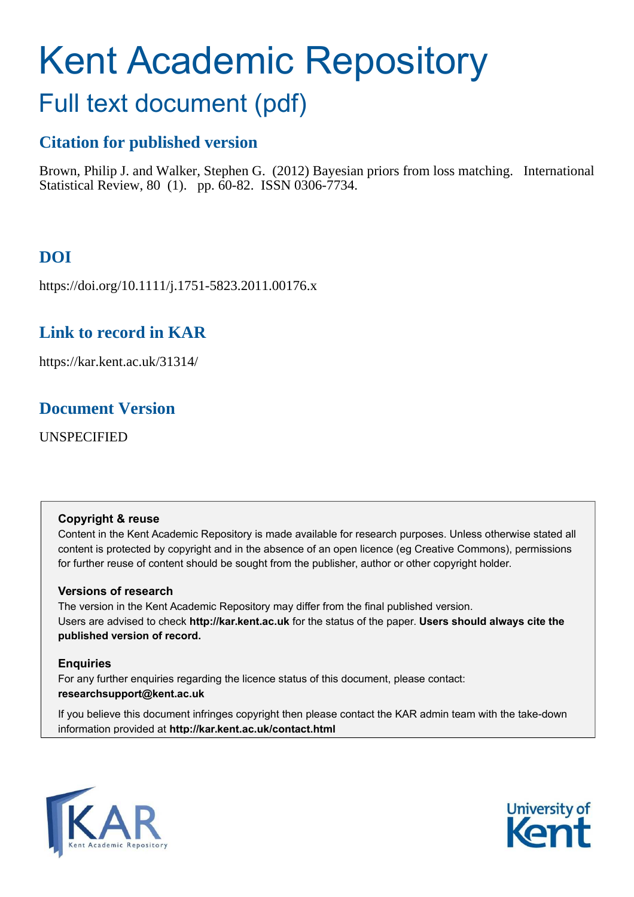# Kent Academic Repository

## Full text document (pdf)

### Citation for published version

Brown, Philip J. and Walker, Stephen G. (2012) Bayesian priors from loss matching. International Statistical Review, 80 (1). pp. 60-82. ISSN 0306-7734.

### DOI

https://doi.org/10.1111/j.1751-5823.2011.00176.x

### Link to record in KAR

https://kar.kent.ac.uk/31314/

### Document Version

UNSPECIFIED

**Copyright & reuse**

Content in the Kent Academic Repository is made available for research purposes. Unless otherwise stated all content is protected by copyright and in the absence of an open licence (eg Creative Commons), permissions for further reuse of content should be sought from the publisher, author or other copyright holder.

**Versions of research**

The version in the Kent Academic Repository may differ from the final published version. Users are advised to check **http://kar.kent.ac.uk** for the status of the paper. **Users should always cite the published version of record.**

**Enquiries**

For any further enquiries regarding the licence status of this document, please contact: **researchsupport@kent.ac.uk**

If you believe this document infringes copyright then please contact the KAR admin team with the take-down information provided at **http://kar.kent.ac.uk/contact.html**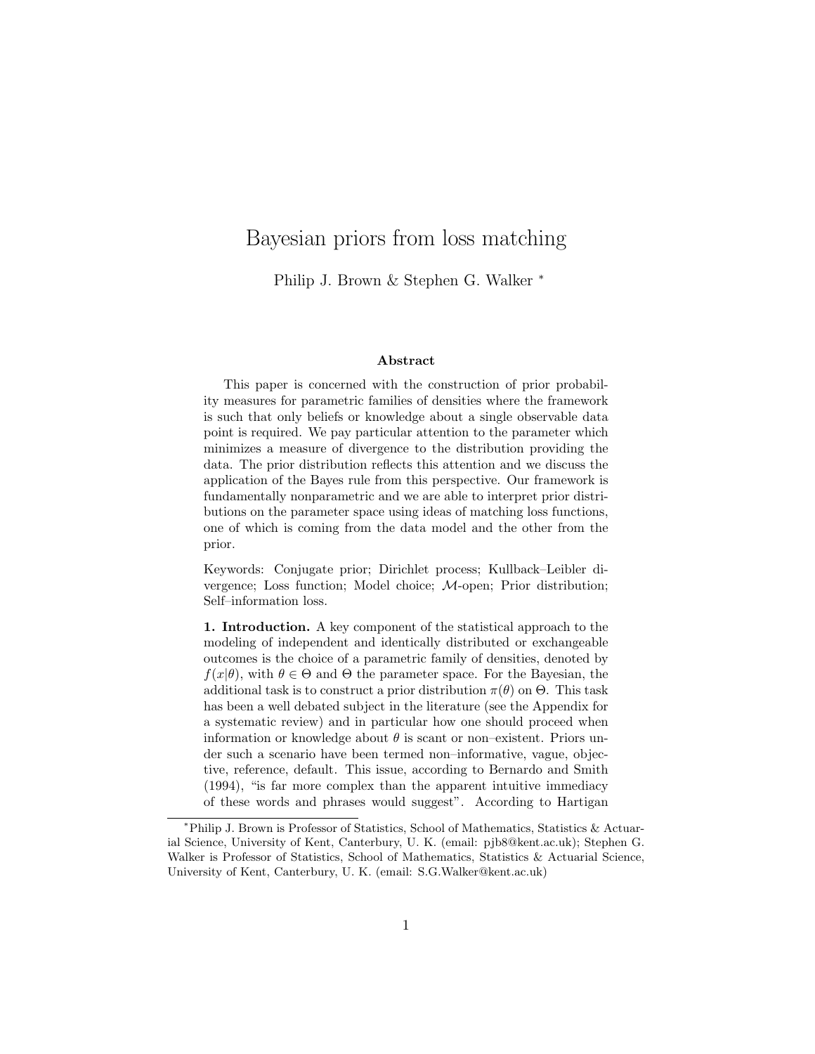# Bayesian priors from loss matching

Philip J. Brown & Stephen G. Walker *

### Abstract

This paper is concerned with the construction of prior probability measures for parametric families of densities where the framework is such that only beliefs or knowledge about a single observable data point is required. We pay particular attention to the parameter which minimizes a measure of divergence to the distribution providing the data. The prior distribution reflects this attention and we discuss the application of the Bayes rule from this perspective. Our framework is fundamentally nonparametric and we are able to interpret prior distributions on the parameter space using ideas of matching loss functions, one of which is coming from the data model and the other from the prior.

Keywords: Conjugate prior; Dirichlet process; Kullback–Leibler divergence; Loss function; Model choice; $\mathcal{M}$-open; Prior distribution; Self–information loss.

**1. Introduction.** A key component of the statistical approach to the modeling of independent and identically distributed or exchangeable outcomes is the choice of a parametric family of densities, denoted by $f(x|\theta)$, with $\theta \in \Theta$ and $\Theta$ the parameter space. For the Bayesian, the additional task is to construct a prior distribution $\pi(\theta)$ on $\Theta$. This task has been a well debated subject in the literature (see the Appendix for a systematic review) and in particular how one should proceed when information or knowledge about $\theta$ is scant or non–existent. Priors under such a scenario have been termed non–informative, vague, objective, reference, default. This issue, according to Bernardo and Smith (1994), "is far more complex than the apparent intuitive immediacy of these words and phrases would suggest". According to Hartigan

---

*Philip J. Brown is Professor of Statistics, School of Mathematics, Statistics & Actuarial Science, University of Kent, Canterbury, U. K. (email: pjb8@kent.ac.uk); Stephen G. Walker is Professor of Statistics, School of Mathematics, Statistics & Actuarial Science, University of Kent, Canterbury, U. K. (email: S.G.Walker@kent.ac.uk)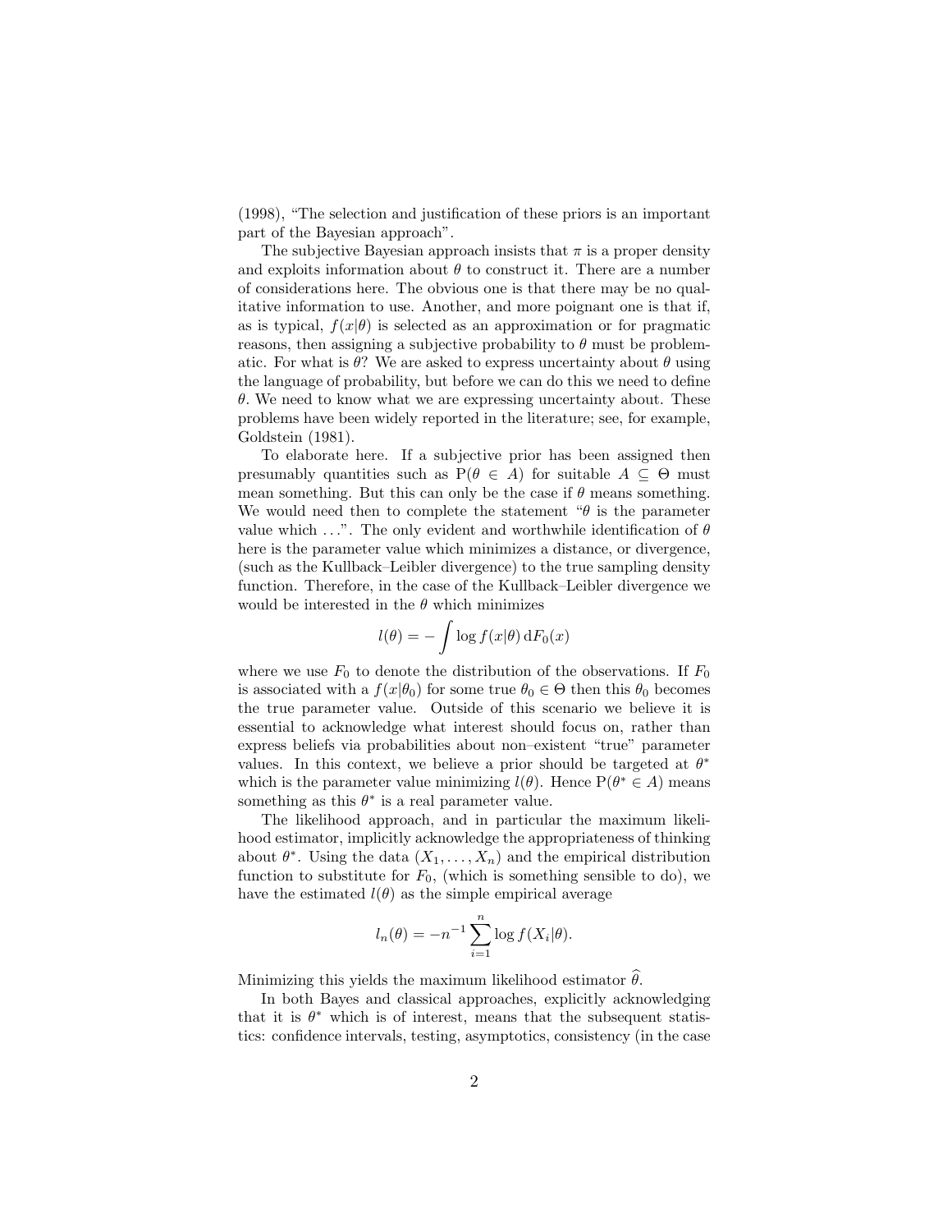(1998), "The selection and justification of these priors is an important part of the Bayesian approach".

The subjective Bayesian approach insists that $\pi$ is a proper density and exploits information about $\theta$ to construct it. There are a number of considerations here. The obvious one is that there may be no qualitative information to use. Another, and more poignant one is that if, as is typical, $f(x|\theta)$ is selected as an approximation or for pragmatic reasons, then assigning a subjective probability to $\theta$ must be problematic. For what is $\theta$? We are asked to express uncertainty about $\theta$ using the language of probability, but before we can do this we need to define $\theta$. We need to know what we are expressing uncertainty about. These problems have been widely reported in the literature; see, for example, Goldstein (1981).

To elaborate here. If a subjective prior has been assigned then presumably quantities such as $\mathrm{P}(\theta \in A)$ for suitable $A \subseteq \Theta$ must mean something. But this can only be the case if $\theta$ means something. We would need then to complete the statement "$\theta$ is the parameter value which ...". The only evident and worthwhile identification of $\theta$ here is the parameter value which minimizes a distance, or divergence, (such as the Kullback–Leibler divergence) to the true sampling density function. Therefore, in the case of the Kullback–Leibler divergence we would be interested in the $\theta$ which minimizes

$$l(\theta) = -\int \log f(x|\theta)\,\mathrm{d}F_0(x)$$

where we use $F_0$ to denote the distribution of the observations. If $F_0$ is associated with a $f(x|\theta_0)$ for some true $\theta_0 \in \Theta$ then this $\theta_0$ becomes the true parameter value. Outside of this scenario we believe it is essential to acknowledge what interest should focus on, rather than express beliefs via probabilities about non–existent "true" parameter values. In this context, we believe a prior should be targeted at $\theta^*$ which is the parameter value minimizing $l(\theta)$. Hence $\mathrm{P}(\theta^* \in A)$ means something as this $\theta^*$ is a real parameter value.

The likelihood approach, and in particular the maximum likelihood estimator, implicitly acknowledge the appropriateness of thinking about $\theta^*$. Using the data $(X_1, \ldots, X_n)$ and the empirical distribution function to substitute for $F_0$, (which is something sensible to do), we have the estimated $l(\theta)$ as the simple empirical average

$$l_n(\theta) = -n^{-1}\sum_{i=1}^{n} \log f(X_i|\theta).$$

Minimizing this yields the maximum likelihood estimator $\widehat{\theta}$.

In both Bayes and classical approaches, explicitly acknowledging that it is $\theta^*$ which is of interest, means that the subsequent statistics: confidence intervals, testing, asymptotics, consistency (in the case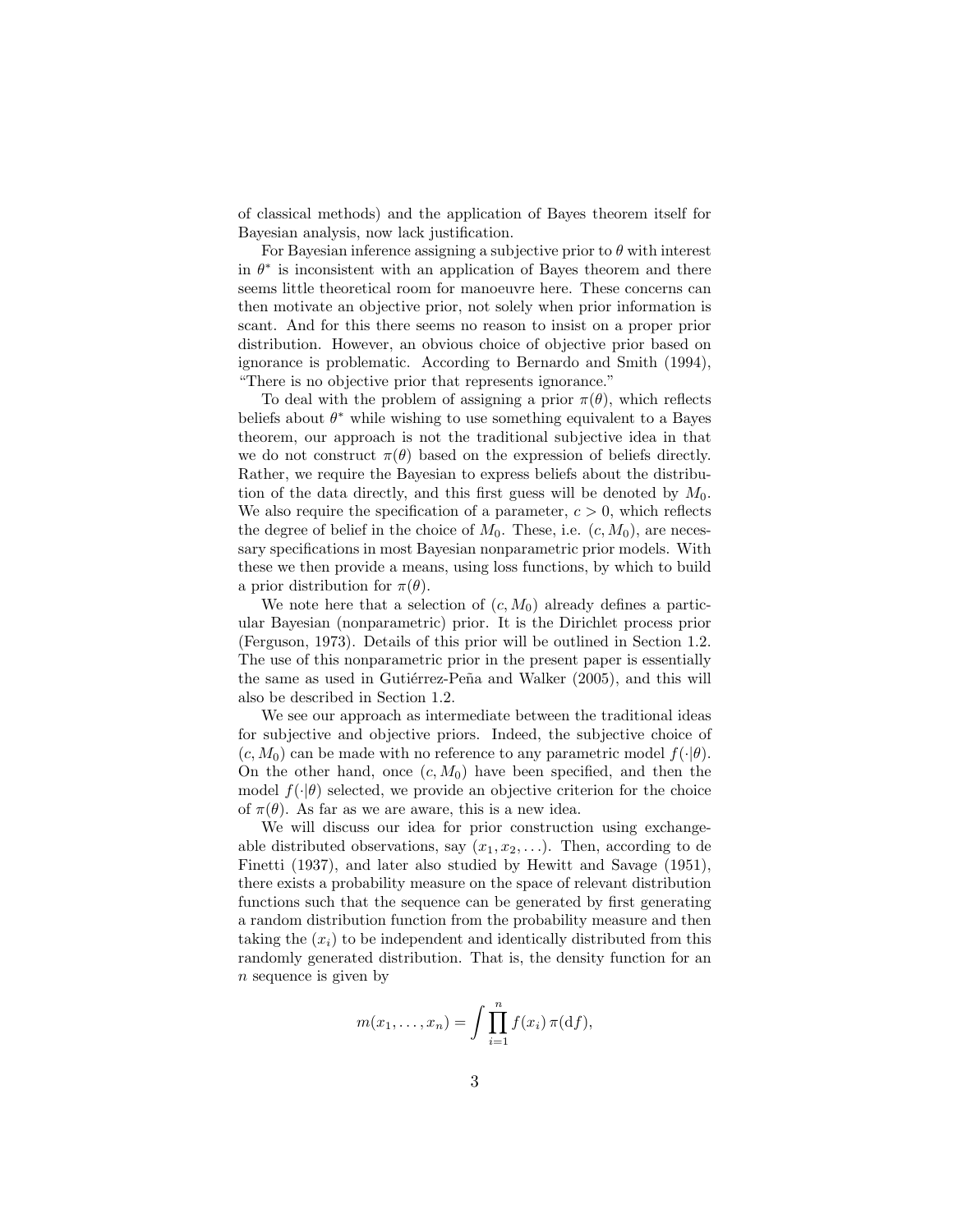of classical methods) and the application of Bayes theorem itself for Bayesian analysis, now lack justification.

For Bayesian inference assigning a subjective prior to $\theta$ with interest in $\theta^*$ is inconsistent with an application of Bayes theorem and there seems little theoretical room for manoeuvre here. These concerns can then motivate an objective prior, not solely when prior information is scant. And for this there seems no reason to insist on a proper prior distribution. However, an obvious choice of objective prior based on ignorance is problematic. According to Bernardo and Smith (1994), "There is no objective prior that represents ignorance."

To deal with the problem of assigning a prior $\pi(\theta)$, which reflects beliefs about $\theta^*$ while wishing to use something equivalent to a Bayes theorem, our approach is not the traditional subjective idea in that we do not construct $\pi(\theta)$ based on the expression of beliefs directly. Rather, we require the Bayesian to express beliefs about the distribution of the data directly, and this first guess will be denoted by $M_0$. We also require the specification of a parameter, $c > 0$, which reflects the degree of belief in the choice of $M_0$. These, i.e. $(c, M_0)$, are necessary specifications in most Bayesian nonparametric prior models. With these we then provide a means, using loss functions, by which to build a prior distribution for $\pi(\theta)$.

We note here that a selection of $(c, M_0)$ already defines a particular Bayesian (nonparametric) prior. It is the Dirichlet process prior (Ferguson, 1973). Details of this prior will be outlined in Section 1.2. The use of this nonparametric prior in the present paper is essentially the same as used in Gutiérrez-Peña and Walker (2005), and this will also be described in Section 1.2.

We see our approach as intermediate between the traditional ideas for subjective and objective priors. Indeed, the subjective choice of $(c, M_0)$ can be made with no reference to any parametric model $f(\cdot|\theta)$. On the other hand, once $(c, M_0)$ have been specified, and then the model $f(\cdot|\theta)$ selected, we provide an objective criterion for the choice of $\pi(\theta)$. As far as we are aware, this is a new idea.

We will discuss our idea for prior construction using exchangeable distributed observations, say $(x_1, x_2, \ldots)$. Then, according to de Finetti (1937), and later also studied by Hewitt and Savage (1951), there exists a probability measure on the space of relevant distribution functions such that the sequence can be generated by first generating a random distribution function from the probability measure and then taking the $(x_i)$ to be independent and identically distributed from this randomly generated distribution. That is, the density function for an $n$ sequence is given by

$$m(x_1, \ldots, x_n) = \int \prod_{i=1}^{n} f(x_i)\, \pi(\mathrm{d}f),$$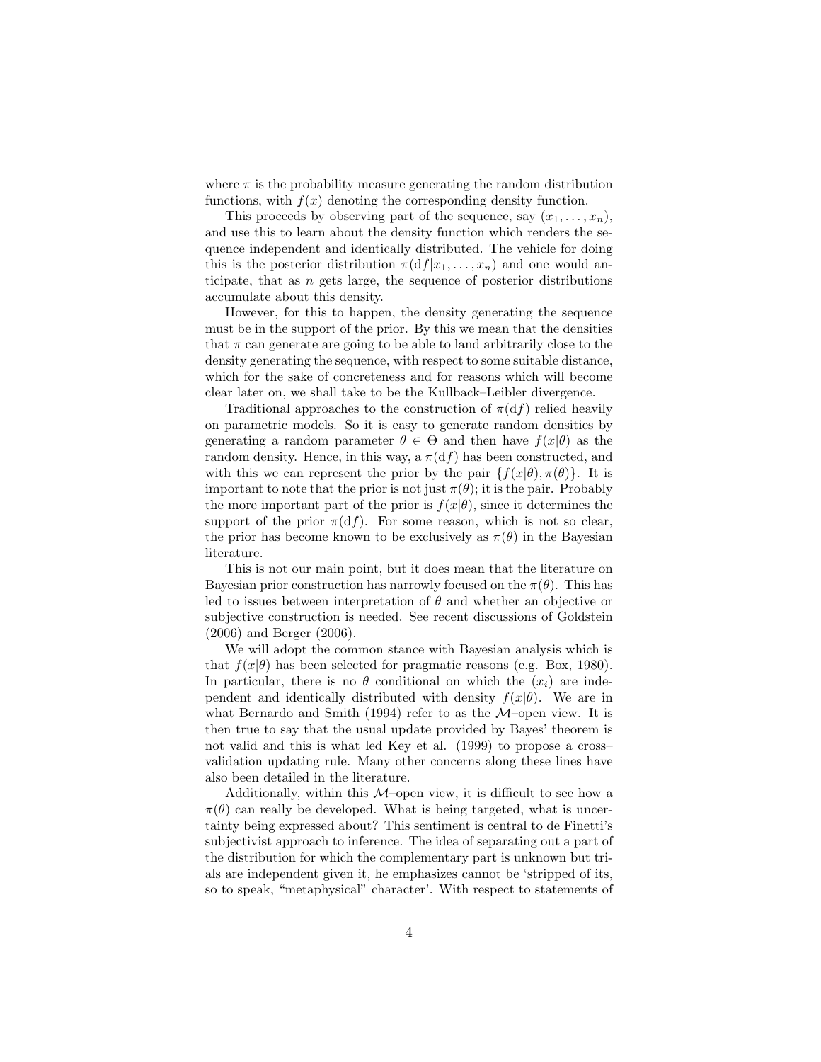where $\pi$ is the probability measure generating the random distribution functions, with $f(x)$ denoting the corresponding density function.

This proceeds by observing part of the sequence, say $(x_1, \ldots, x_n)$, and use this to learn about the density function which renders the sequence independent and identically distributed. The vehicle for doing this is the posterior distribution $\pi(\mathrm{d}f|x_1, \ldots, x_n)$ and one would anticipate, that as $n$ gets large, the sequence of posterior distributions accumulate about this density.

However, for this to happen, the density generating the sequence must be in the support of the prior. By this we mean that the densities that $\pi$ can generate are going to be able to land arbitrarily close to the density generating the sequence, with respect to some suitable distance, which for the sake of concreteness and for reasons which will become clear later on, we shall take to be the Kullback–Leibler divergence.

Traditional approaches to the construction of $\pi(\mathrm{d}f)$ relied heavily on parametric models. So it is easy to generate random densities by generating a random parameter $\theta \in \Theta$ and then have $f(x|\theta)$ as the random density. Hence, in this way, a $\pi(\mathrm{d}f)$ has been constructed, and with this we can represent the prior by the pair $\{f(x|\theta), \pi(\theta)\}$. It is important to note that the prior is not just $\pi(\theta)$; it is the pair. Probably the more important part of the prior is $f(x|\theta)$, since it determines the support of the prior $\pi(\mathrm{d}f)$. For some reason, which is not so clear, the prior has become known to be exclusively as $\pi(\theta)$ in the Bayesian literature.

This is not our main point, but it does mean that the literature on Bayesian prior construction has narrowly focused on the $\pi(\theta)$. This has led to issues between interpretation of $\theta$ and whether an objective or subjective construction is needed. See recent discussions of Goldstein (2006) and Berger (2006).

We will adopt the common stance with Bayesian analysis which is that $f(x|\theta)$ has been selected for pragmatic reasons (e.g. Box, 1980). In particular, there is no $\theta$ conditional on which the $(x_i)$ are independent and identically distributed with density $f(x|\theta)$. We are in what Bernardo and Smith (1994) refer to as the $\mathcal{M}$–open view. It is then true to say that the usual update provided by Bayes' theorem is not valid and this is what led Key et al. (1999) to propose a cross–validation updating rule. Many other concerns along these lines have also been detailed in the literature.

Additionally, within this $\mathcal{M}$–open view, it is difficult to see how a $\pi(\theta)$ can really be developed. What is being targeted, what is uncertainty being expressed about? This sentiment is central to de Finetti's subjectivist approach to inference. The idea of separating out a part of the distribution for which the complementary part is unknown but trials are independent given it, he emphasizes cannot be 'stripped of its, so to speak, "metaphysical" character'. With respect to statements of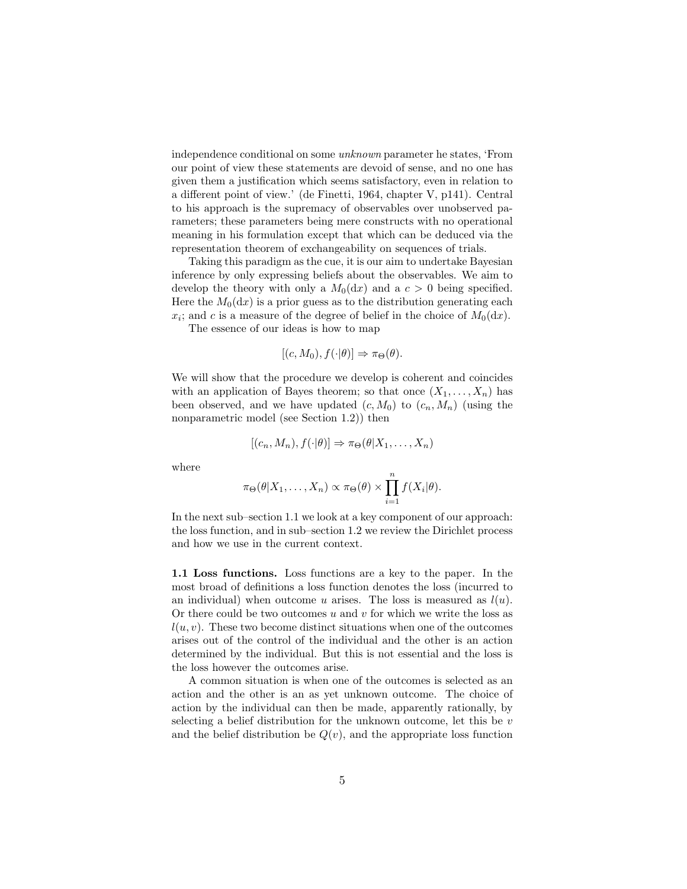independence conditional on some *unknown* parameter he states, 'From our point of view these statements are devoid of sense, and no one has given them a justification which seems satisfactory, even in relation to a different point of view.' (de Finetti, 1964, chapter V, p141). Central to his approach is the supremacy of observables over unobserved parameters; these parameters being mere constructs with no operational meaning in his formulation except that which can be deduced via the representation theorem of exchangeability on sequences of trials.

Taking this paradigm as the cue, it is our aim to undertake Bayesian inference by only expressing beliefs about the observables. We aim to develop the theory with only a $M_0(\mathrm{d}x)$ and a $c > 0$ being specified. Here the $M_0(\mathrm{d}x)$ is a prior guess as to the distribution generating each $x_i$; and $c$ is a measure of the degree of belief in the choice of $M_0(\mathrm{d}x)$.

The essence of our ideas is how to map

$$[(c, M_0), f(\cdot|\theta)] \Rightarrow \pi_\Theta(\theta).$$

We will show that the procedure we develop is coherent and coincides with an application of Bayes theorem; so that once $(X_1, \ldots, X_n)$ has been observed, and we have updated $(c, M_0)$ to $(c_n, M_n)$ (using the nonparametric model (see Section 1.2)) then

$$[(c_n, M_n), f(\cdot|\theta)] \Rightarrow \pi_\Theta(\theta|X_1, \ldots, X_n)$$

where

$$\pi_\Theta(\theta|X_1, \ldots, X_n) \propto \pi_\Theta(\theta) \times \prod_{i=1}^{n} f(X_i|\theta).$$

In the next sub–section 1.1 we look at a key component of our approach: the loss function, and in sub–section 1.2 we review the Dirichlet process and how we use in the current context.

**1.1 Loss functions.** Loss functions are a key to the paper. In the most broad of definitions a loss function denotes the loss (incurred to an individual) when outcome $u$ arises. The loss is measured as $l(u)$. Or there could be two outcomes $u$ and $v$ for which we write the loss as $l(u, v)$. These two become distinct situations when one of the outcomes arises out of the control of the individual and the other is an action determined by the individual. But this is not essential and the loss is the loss however the outcomes arise.

A common situation is when one of the outcomes is selected as an action and the other is an as yet unknown outcome. The choice of action by the individual can then be made, apparently rationally, by selecting a belief distribution for the unknown outcome, let this be $v$ and the belief distribution be $Q(v)$, and the appropriate loss function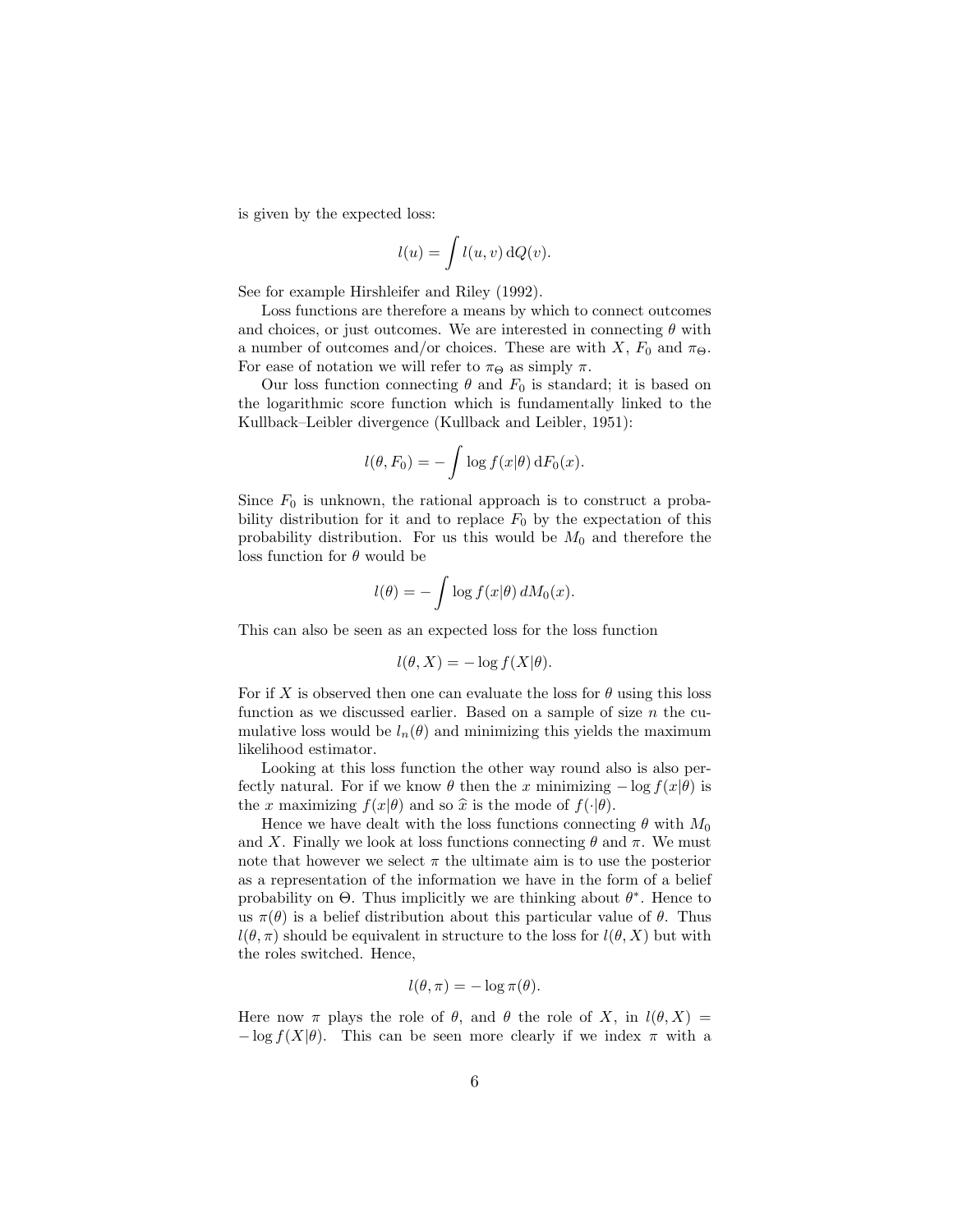is given by the expected loss:

$$l(u) = \int l(u,v)\,\mathrm{d}Q(v).$$

See for example Hirshleifer and Riley (1992).

Loss functions are therefore a means by which to connect outcomes and choices, or just outcomes. We are interested in connecting $\theta$ with a number of outcomes and/or choices. These are with $X$, $F_0$ and $\pi_\Theta$. For ease of notation we will refer to $\pi_\Theta$ as simply $\pi$.

Our loss function connecting $\theta$ and $F_0$ is standard; it is based on the logarithmic score function which is fundamentally linked to the Kullback–Leibler divergence (Kullback and Leibler, 1951):

$$l(\theta, F_0) = -\int \log f(x|\theta)\,\mathrm{d}F_0(x).$$

Since $F_0$ is unknown, the rational approach is to construct a probability distribution for it and to replace $F_0$ by the expectation of this probability distribution. For us this would be $M_0$ and therefore the loss function for $\theta$ would be

$$l(\theta) = -\int \log f(x|\theta)\,dM_0(x).$$

This can also be seen as an expected loss for the loss function

$$l(\theta, X) = -\log f(X|\theta).$$

For if $X$ is observed then one can evaluate the loss for $\theta$ using this loss function as we discussed earlier. Based on a sample of size $n$ the cumulative loss would be $l_n(\theta)$ and minimizing this yields the maximum likelihood estimator.

Looking at this loss function the other way round also is also perfectly natural. For if we know $\theta$ then the $x$ minimizing $-\log f(x|\theta)$ is the $x$ maximizing $f(x|\theta)$ and so $\widehat{x}$ is the mode of $f(\cdot|\theta)$.

Hence we have dealt with the loss functions connecting $\theta$ with $M_0$ and $X$. Finally we look at loss functions connecting $\theta$ and $\pi$. We must note that however we select $\pi$ the ultimate aim is to use the posterior as a representation of the information we have in the form of a belief probability on $\Theta$. Thus implicitly we are thinking about $\theta^*$. Hence to us $\pi(\theta)$ is a belief distribution about this particular value of $\theta$. Thus $l(\theta, \pi)$ should be equivalent in structure to the loss for $l(\theta, X)$ but with the roles switched. Hence,

$$l(\theta, \pi) = -\log \pi(\theta).$$

Here now $\pi$ plays the role of $\theta$, and $\theta$ the role of $X$, in $l(\theta, X) = -\log f(X|\theta)$. This can be seen more clearly if we index $\pi$ with a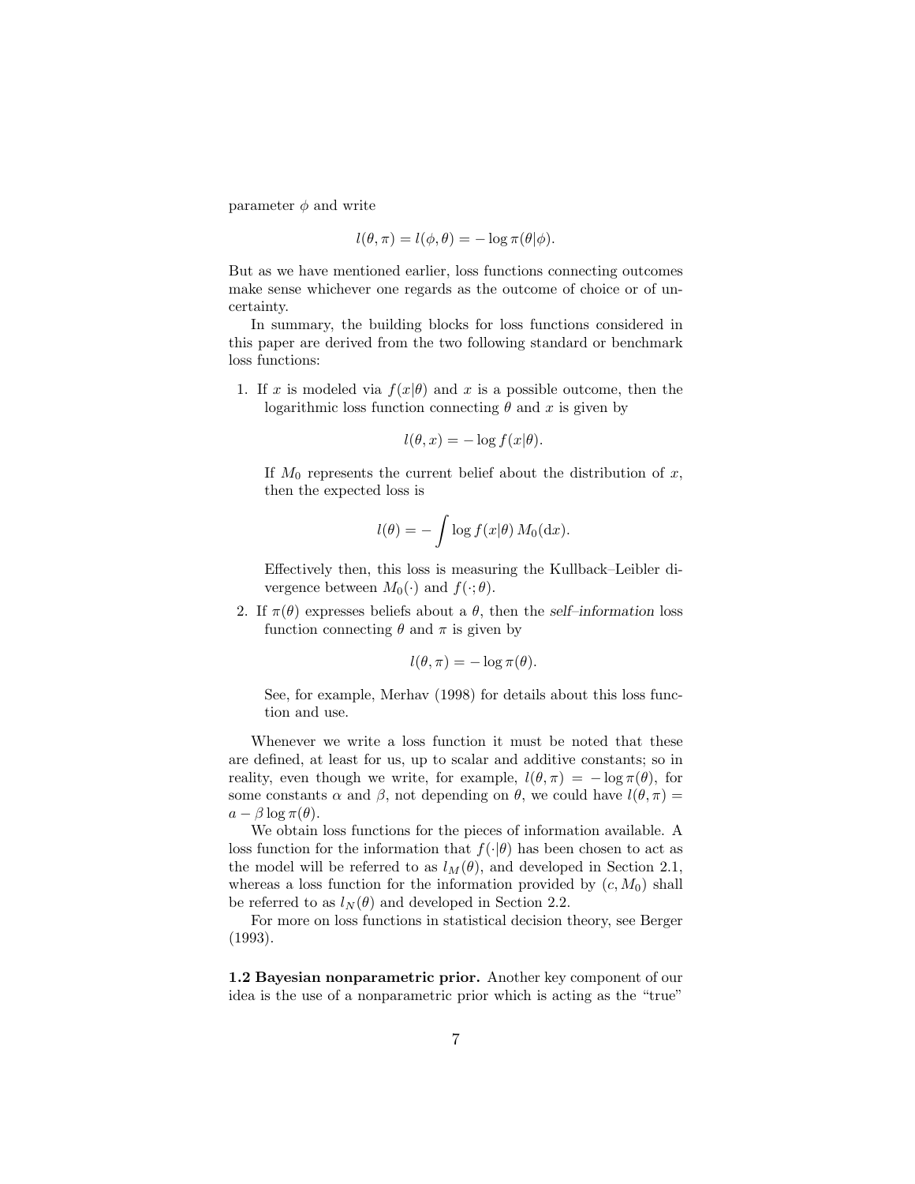parameter $\phi$ and write

$$l(\theta, \pi) = l(\phi, \theta) = -\log \pi(\theta|\phi).$$

But as we have mentioned earlier, loss functions connecting outcomes make sense whichever one regards as the outcome of choice or of uncertainty.

In summary, the building blocks for loss functions considered in this paper are derived from the two following standard or benchmark loss functions:

1. If $x$ is modeled via $f(x|\theta)$ and $x$ is a possible outcome, then the logarithmic loss function connecting $\theta$ and $x$ is given by

   $$l(\theta, x) = -\log f(x|\theta).$$

   If $M_0$ represents the current belief about the distribution of $x$, then the expected loss is

   $$l(\theta) = -\int \log f(x|\theta)\, M_0(\mathrm{d}x).$$

   Effectively then, this loss is measuring the Kullback–Leibler divergence between $M_0(\cdot)$ and $f(\cdot;\theta)$.

2. If $\pi(\theta)$ expresses beliefs about a $\theta$, then the *self–information* loss function connecting $\theta$ and $\pi$ is given by

   $$l(\theta, \pi) = -\log \pi(\theta).$$

   See, for example, Merhav (1998) for details about this loss function and use.

Whenever we write a loss function it must be noted that these are defined, at least for us, up to scalar and additive constants; so in reality, even though we write, for example, $l(\theta, \pi) = -\log \pi(\theta)$, for some constants $\alpha$ and $\beta$, not depending on $\theta$, we could have $l(\theta, \pi) = a - \beta \log \pi(\theta)$.

We obtain loss functions for the pieces of information available. A loss function for the information that $f(\cdot|\theta)$ has been chosen to act as the model will be referred to as $l_M(\theta)$, and developed in Section 2.1, whereas a loss function for the information provided by $(c, M_0)$ shall be referred to as $l_N(\theta)$ and developed in Section 2.2.

For more on loss functions in statistical decision theory, see Berger (1993).

**1.2 Bayesian nonparametric prior.** Another key component of our idea is the use of a nonparametric prior which is acting as the "true"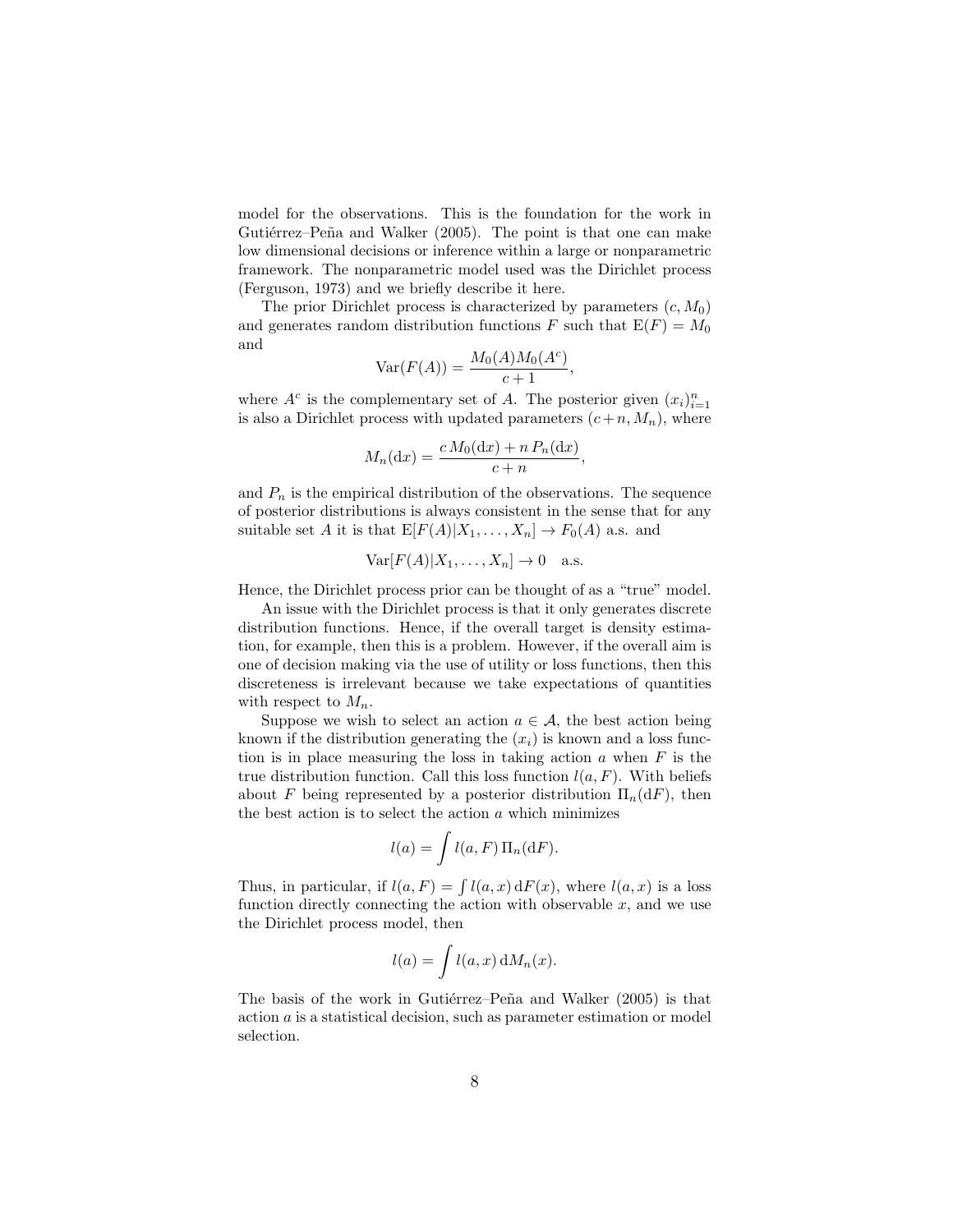model for the observations. This is the foundation for the work in Gutiérrez–Peña and Walker (2005). The point is that one can make low dimensional decisions or inference within a large or nonparametric framework. The nonparametric model used was the Dirichlet process (Ferguson, 1973) and we briefly describe it here.

The prior Dirichlet process is characterized by parameters $(c, M_0)$ and generates random distribution functions $F$ such that $\mathrm{E}(F) = M_0$ and

$$\mathrm{Var}(F(A)) = \frac{M_0(A)M_0(A^c)}{c+1},$$

where $A^c$ is the complementary set of $A$. The posterior given $(x_i)_{i=1}^n$ is also a Dirichlet process with updated parameters $(c+n, M_n)$, where

$$M_n(\mathrm{d}x) = \frac{c\,M_0(\mathrm{d}x) + n\,P_n(\mathrm{d}x)}{c+n},$$

and $P_n$ is the empirical distribution of the observations. The sequence of posterior distributions is always consistent in the sense that for any suitable set $A$ it is that $\mathrm{E}[F(A)|X_1, \ldots, X_n] \to F_0(A)$ a.s. and

$$\mathrm{Var}[F(A)|X_1, \ldots, X_n] \to 0 \quad \text{a.s.}$$

Hence, the Dirichlet process prior can be thought of as a "true" model.

An issue with the Dirichlet process is that it only generates discrete distribution functions. Hence, if the overall target is density estimation, for example, then this is a problem. However, if the overall aim is one of decision making via the use of utility or loss functions, then this discreteness is irrelevant because we take expectations of quantities with respect to $M_n$.

Suppose we wish to select an action $a \in \mathcal{A}$, the best action being known if the distribution generating the $(x_i)$ is known and a loss function is in place measuring the loss in taking action $a$ when $F$ is the true distribution function. Call this loss function $l(a, F)$. With beliefs about $F$ being represented by a posterior distribution $\Pi_n(\mathrm{d}F)$, then the best action is to select the action $a$ which minimizes

$$l(a) = \int l(a, F)\,\Pi_n(\mathrm{d}F).$$

Thus, in particular, if $l(a, F) = \int l(a, x)\,\mathrm{d}F(x)$, where $l(a, x)$ is a loss function directly connecting the action with observable $x$, and we use the Dirichlet process model, then

$$l(a) = \int l(a, x)\,\mathrm{d}M_n(x).$$

The basis of the work in Gutiérrez–Peña and Walker (2005) is that action $a$ is a statistical decision, such as parameter estimation or model selection.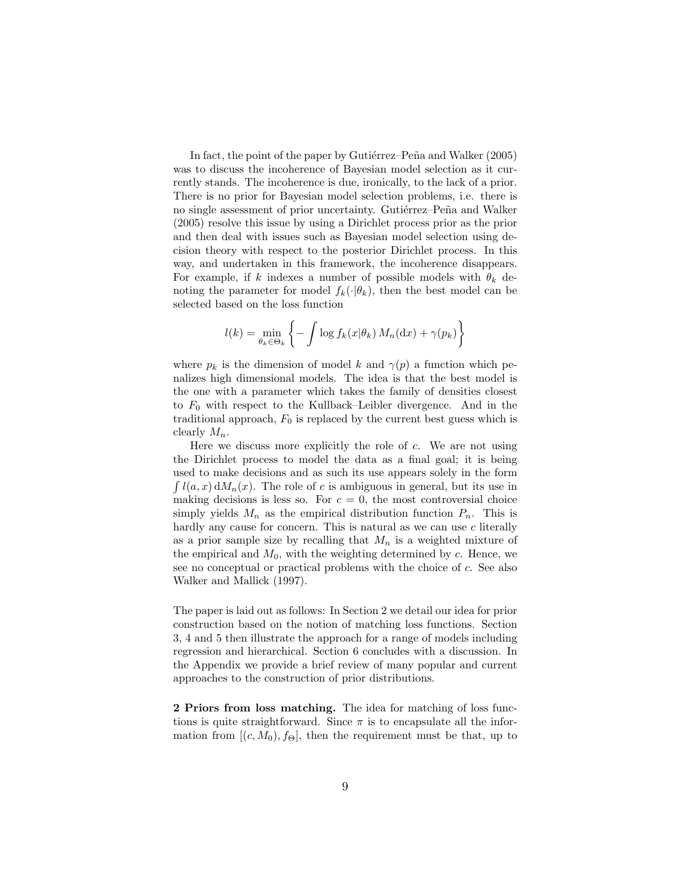In fact, the point of the paper by Gutiérrez–Peña and Walker (2005) was to discuss the incoherence of Bayesian model selection as it currently stands. The incoherence is due, ironically, to the lack of a prior. There is no prior for Bayesian model selection problems, i.e. there is no single assessment of prior uncertainty. Gutiérrez–Peña and Walker (2005) resolve this issue by using a Dirichlet process prior as the prior and then deal with issues such as Bayesian model selection using decision theory with respect to the posterior Dirichlet process. In this way, and undertaken in this framework, the incoherence disappears. For example, if $k$ indexes a number of possible models with $\theta_k$ denoting the parameter for model $f_k(\cdot|\theta_k)$, then the best model can be selected based on the loss function

$$l(k) = \min_{\theta_k \in \Theta_k} \left\{ -\int \log f_k(x|\theta_k)\, M_n(\mathrm{d}x) + \gamma(p_k) \right\}$$

where $p_k$ is the dimension of model $k$ and $\gamma(p)$ a function which penalizes high dimensional models. The idea is that the best model is the one with a parameter which takes the family of densities closest to $F_0$ with respect to the Kullback–Leibler divergence. And in the traditional approach, $F_0$ is replaced by the current best guess which is clearly $M_n$.

Here we discuss more explicitly the role of $c$. We are not using the Dirichlet process to model the data as a final goal; it is being used to make decisions and as such its use appears solely in the form $\int l(a,x)\, \mathrm{d}M_n(x)$. The role of $c$ is ambiguous in general, but its use in making decisions is less so. For $c = 0$, the most controversial choice simply yields $M_n$ as the empirical distribution function $P_n$. This is hardly any cause for concern. This is natural as we can use $c$ literally as a prior sample size by recalling that $M_n$ is a weighted mixture of the empirical and $M_0$, with the weighting determined by $c$. Hence, we see no conceptual or practical problems with the choice of $c$. See also Walker and Mallick (1997).

The paper is laid out as follows: In Section 2 we detail our idea for prior construction based on the notion of matching loss functions. Section 3, 4 and 5 then illustrate the approach for a range of models including regression and hierarchical. Section 6 concludes with a discussion. In the Appendix we provide a brief review of many popular and current approaches to the construction of prior distributions.

**2 Priors from loss matching.** The idea for matching of loss functions is quite straightforward. Since $\pi$ is to encapsulate all the information from $[(c, M_0), f_\Theta]$, then the requirement must be that, up to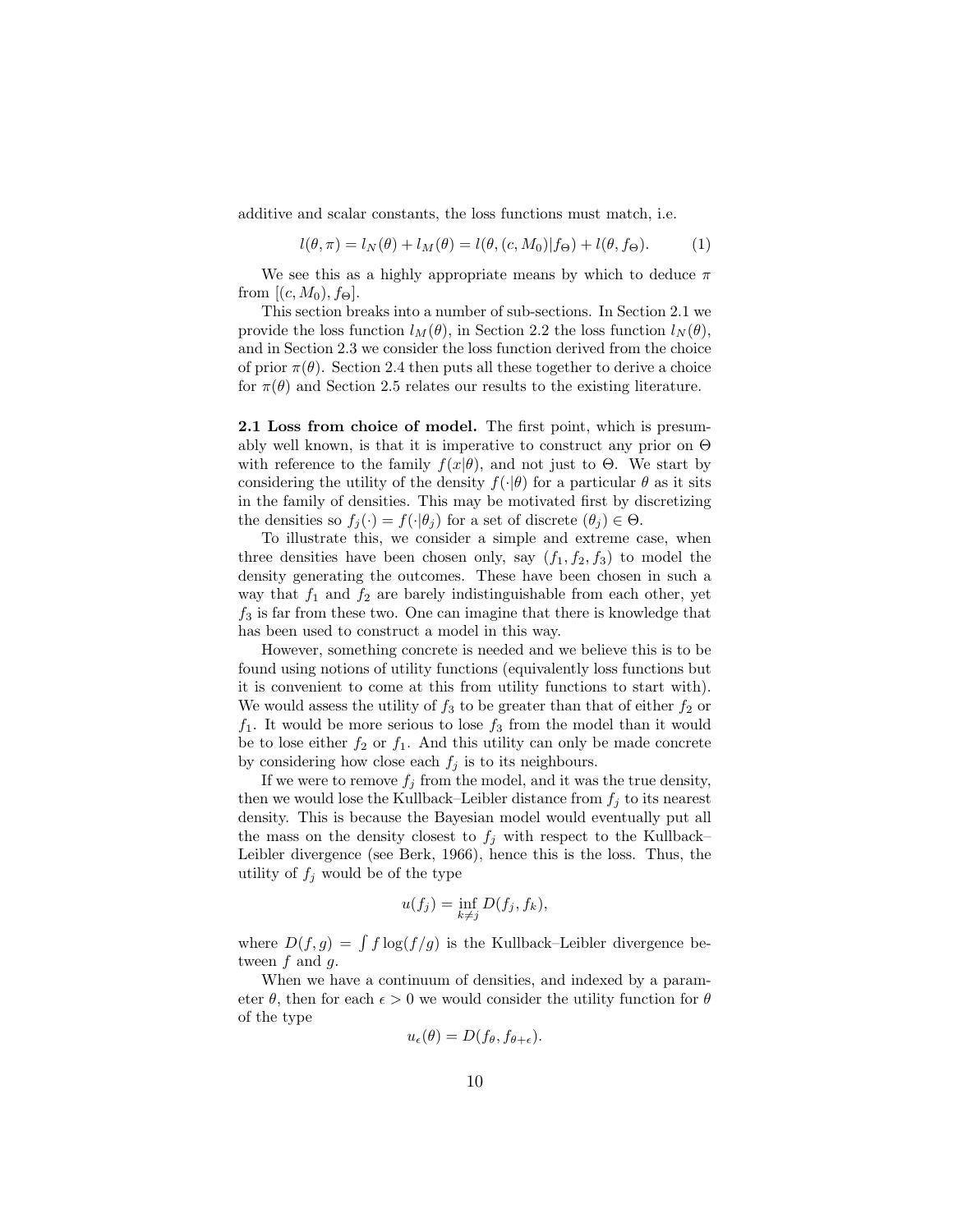additive and scalar constants, the loss functions must match, i.e.

$$l(\theta, \pi) = l_N(\theta) + l_M(\theta) = l(\theta, (c, M_0)|f_\Theta) + l(\theta, f_\Theta). \tag{1}$$

We see this as a highly appropriate means by which to deduce $\pi$ from $[(c, M_0), f_\Theta]$.

This section breaks into a number of sub-sections. In Section 2.1 we provide the loss function $l_M(\theta)$, in Section 2.2 the loss function $l_N(\theta)$, and in Section 2.3 we consider the loss function derived from the choice of prior $\pi(\theta)$. Section 2.4 then puts all these together to derive a choice for $\pi(\theta)$ and Section 2.5 relates our results to the existing literature.

**2.1 Loss from choice of model.** The first point, which is presumably well known, is that it is imperative to construct any prior on $\Theta$ with reference to the family $f(x|\theta)$, and not just to $\Theta$. We start by considering the utility of the density $f(\cdot|\theta)$ for a particular $\theta$ as it sits in the family of densities. This may be motivated first by discretizing the densities so $f_j(\cdot) = f(\cdot|\theta_j)$ for a set of discrete $(\theta_j) \in \Theta$.

To illustrate this, we consider a simple and extreme case, when three densities have been chosen only, say $(f_1, f_2, f_3)$ to model the density generating the outcomes. These have been chosen in such a way that $f_1$ and $f_2$ are barely indistinguishable from each other, yet $f_3$ is far from these two. One can imagine that there is knowledge that has been used to construct a model in this way.

However, something concrete is needed and we believe this is to be found using notions of utility functions (equivalently loss functions but it is convenient to come at this from utility functions to start with). We would assess the utility of $f_3$ to be greater than that of either $f_2$ or $f_1$. It would be more serious to lose $f_3$ from the model than it would be to lose either $f_2$ or $f_1$. And this utility can only be made concrete by considering how close each $f_j$ is to its neighbours.

If we were to remove $f_j$ from the model, and it was the true density, then we would lose the Kullback–Leibler distance from $f_j$ to its nearest density. This is because the Bayesian model would eventually put all the mass on the density closest to $f_j$ with respect to the Kullback–Leibler divergence (see Berk, 1966), hence this is the loss. Thus, the utility of $f_j$ would be of the type

$$u(f_j) = \inf_{k \neq j} D(f_j, f_k),$$

where $D(f, g) = \int f \log(f/g)$ is the Kullback–Leibler divergence between $f$ and $g$.

When we have a continuum of densities, and indexed by a parameter $\theta$, then for each $\epsilon > 0$ we would consider the utility function for $\theta$ of the type

$$u_\epsilon(\theta) = D(f_\theta, f_{\theta+\epsilon}).$$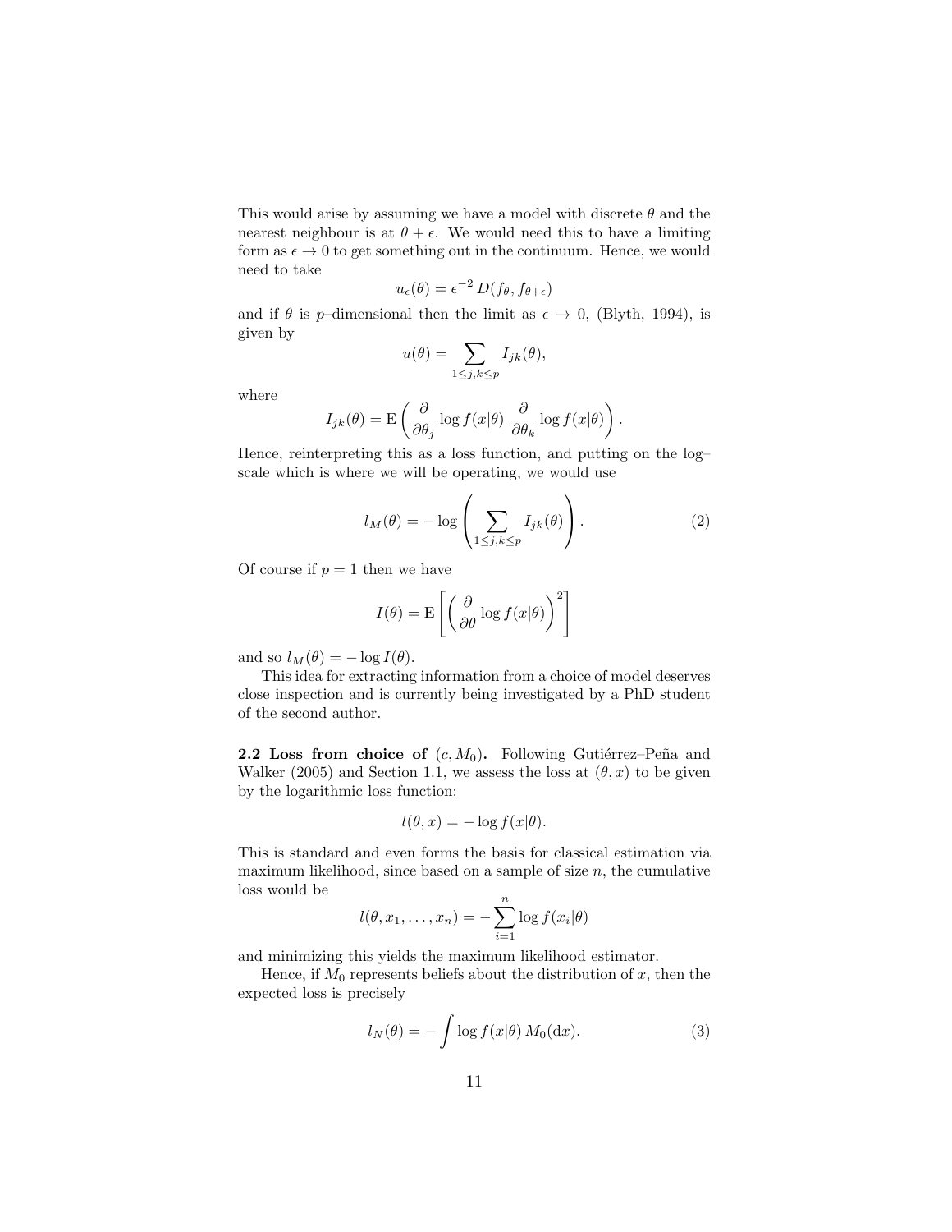This would arise by assuming we have a model with discrete $\theta$ and the nearest neighbour is at $\theta + \epsilon$. We would need this to have a limiting form as $\epsilon \to 0$ to get something out in the continuum. Hence, we would need to take

$$u_\epsilon(\theta) = \epsilon^{-2}\, D(f_\theta, f_{\theta+\epsilon})$$

and if $\theta$ is $p$–dimensional then the limit as $\epsilon \to 0$, (Blyth, 1994), is given by

$$u(\theta) = \sum_{1 \le j,k \le p} I_{jk}(\theta),$$

where

$$I_{jk}(\theta) = \mathrm{E}\left( \frac{\partial}{\partial \theta_j} \log f(x|\theta)\, \frac{\partial}{\partial \theta_k} \log f(x|\theta) \right).$$

Hence, reinterpreting this as a loss function, and putting on the log–scale which is where we will be operating, we would use

$$l_M(\theta) = -\log\left( \sum_{1 \le j,k \le p} I_{jk}(\theta) \right). \tag{2}$$

Of course if $p = 1$ then we have

$$I(\theta) = \mathrm{E}\left[ \left( \frac{\partial}{\partial \theta} \log f(x|\theta) \right)^2 \right]$$

and so $l_M(\theta) = -\log I(\theta)$.

This idea for extracting information from a choice of model deserves close inspection and is currently being investigated by a PhD student of the second author.

**2.2 Loss from choice of $(c, M_0)$.** Following Gutiérrez–Peña and Walker (2005) and Section 1.1, we assess the loss at $(\theta, x)$ to be given by the logarithmic loss function:

$$l(\theta, x) = -\log f(x|\theta).$$

This is standard and even forms the basis for classical estimation via maximum likelihood, since based on a sample of size $n$, the cumulative loss would be

$$l(\theta, x_1, \ldots, x_n) = -\sum_{i=1}^{n} \log f(x_i|\theta)$$

and minimizing this yields the maximum likelihood estimator.

Hence, if $M_0$ represents beliefs about the distribution of $x$, then the expected loss is precisely

$$l_N(\theta) = -\int \log f(x|\theta)\, M_0(\mathrm{d}x). \tag{3}$$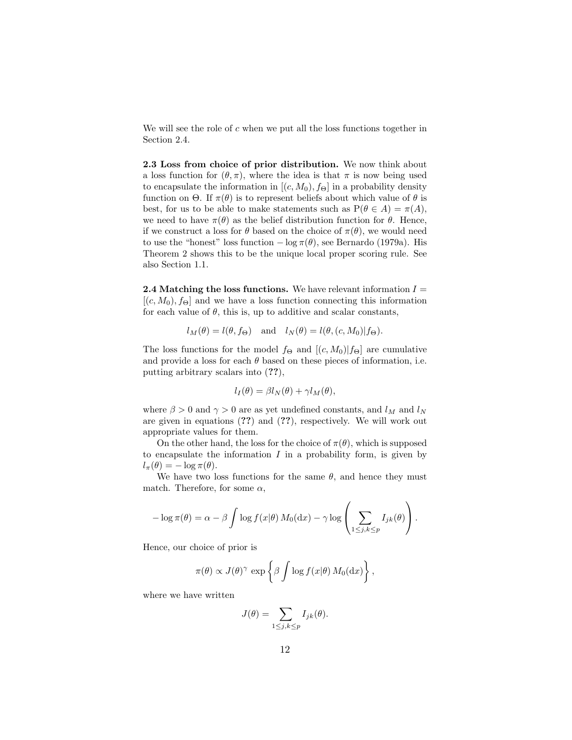We will see the role of $c$ when we put all the loss functions together in Section 2.4.

**2.3 Loss from choice of prior distribution.** We now think about a loss function for $(\theta, \pi)$, where the idea is that $\pi$ is now being used to encapsulate the information in $[(c, M_0), f_\Theta]$ in a probability density function on $\Theta$. If $\pi(\theta)$ is to represent beliefs about which value of $\theta$ is best, for us to be able to make statements such as $\mathrm{P}(\theta \in A) = \pi(A)$, we need to have $\pi(\theta)$ as the belief distribution function for $\theta$. Hence, if we construct a loss for $\theta$ based on the choice of $\pi(\theta)$, we would need to use the "honest" loss function $-\log \pi(\theta)$, see Bernardo (1979a). His Theorem 2 shows this to be the unique local proper scoring rule. See also Section 1.1.

**2.4 Matching the loss functions.** We have relevant information $I = [(c, M_0), f_\Theta]$ and we have a loss function connecting this information for each value of $\theta$, this is, up to additive and scalar constants,

$$l_M(\theta) = l(\theta, f_\Theta) \quad \text{and} \quad l_N(\theta) = l(\theta, (c, M_0)|f_\Theta).$$

The loss functions for the model $f_\Theta$ and $[(c, M_0)|f_\Theta]$ are cumulative and provide a loss for each $\theta$ based on these pieces of information, i.e. putting arbitrary scalars into (**??**),

$$l_I(\theta) = \beta l_N(\theta) + \gamma l_M(\theta),$$

where $\beta > 0$ and $\gamma > 0$ are as yet undefined constants, and $l_M$ and $l_N$ are given in equations (**??**) and (**??**), respectively. We will work out appropriate values for them.

On the other hand, the loss for the choice of $\pi(\theta)$, which is supposed to encapsulate the information $I$ in a probability form, is given by $l_\pi(\theta) = -\log \pi(\theta)$.

We have two loss functions for the same $\theta$, and hence they must match. Therefore, for some $\alpha$,

$$-\log \pi(\theta) = \alpha - \beta \int \log f(x|\theta) \, M_0(\mathrm{d}x) - \gamma \log \left( \sum_{1 \le j,k \le p} I_{jk}(\theta) \right).$$

Hence, our choice of prior is

$$\pi(\theta) \propto J(\theta)^\gamma \, \exp\left\{ \beta \int \log f(x|\theta) \, M_0(\mathrm{d}x) \right\},$$

where we have written

$$J(\theta) = \sum_{1 \le j,k \le p} I_{jk}(\theta).$$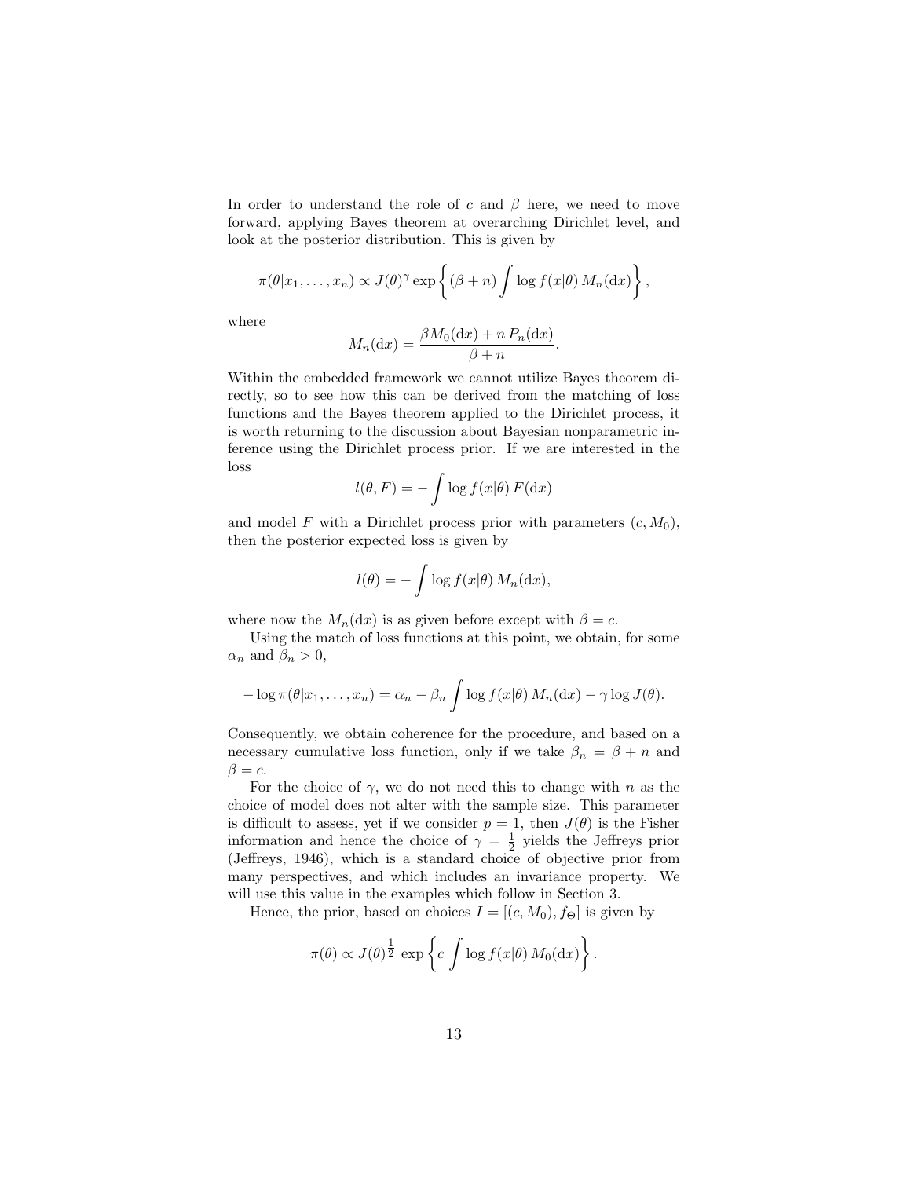In order to understand the role of $c$ and $\beta$ here, we need to move forward, applying Bayes theorem at overarching Dirichlet level, and look at the posterior distribution. This is given by

$$\pi(\theta|x_1,\ldots,x_n) \propto J(\theta)^\gamma \exp\left\{(\beta+n)\int \log f(x|\theta)\, M_n(\mathrm{d}x)\right\},$$

where

$$M_n(\mathrm{d}x) = \frac{\beta M_0(\mathrm{d}x) + n\, P_n(\mathrm{d}x)}{\beta+n}.$$

Within the embedded framework we cannot utilize Bayes theorem directly, so to see how this can be derived from the matching of loss functions and the Bayes theorem applied to the Dirichlet process, it is worth returning to the discussion about Bayesian nonparametric inference using the Dirichlet process prior. If we are interested in the loss

$$l(\theta, F) = -\int \log f(x|\theta)\, F(\mathrm{d}x)$$

and model $F$ with a Dirichlet process prior with parameters $(c, M_0)$, then the posterior expected loss is given by

$$l(\theta) = -\int \log f(x|\theta)\, M_n(\mathrm{d}x),$$

where now the $M_n(\mathrm{d}x)$ is as given before except with $\beta = c$.

Using the match of loss functions at this point, we obtain, for some $\alpha_n$ and $\beta_n > 0$,

$$-\log \pi(\theta|x_1,\ldots,x_n) = \alpha_n - \beta_n \int \log f(x|\theta)\, M_n(\mathrm{d}x) - \gamma \log J(\theta).$$

Consequently, we obtain coherence for the procedure, and based on a necessary cumulative loss function, only if we take $\beta_n = \beta + n$ and $\beta = c$.

For the choice of $\gamma$, we do not need this to change with $n$ as the choice of model does not alter with the sample size. This parameter is difficult to assess, yet if we consider $p = 1$, then $J(\theta)$ is the Fisher information and hence the choice of $\gamma = \frac{1}{2}$ yields the Jeffreys prior (Jeffreys, 1946), which is a standard choice of objective prior from many perspectives, and which includes an invariance property. We will use this value in the examples which follow in Section 3.

Hence, the prior, based on choices $I = [(c, M_0), f_\Theta]$ is given by

$$\pi(\theta) \propto J(\theta)^{\frac{1}{2}} \exp\left\{c \int \log f(x|\theta)\, M_0(\mathrm{d}x)\right\}.$$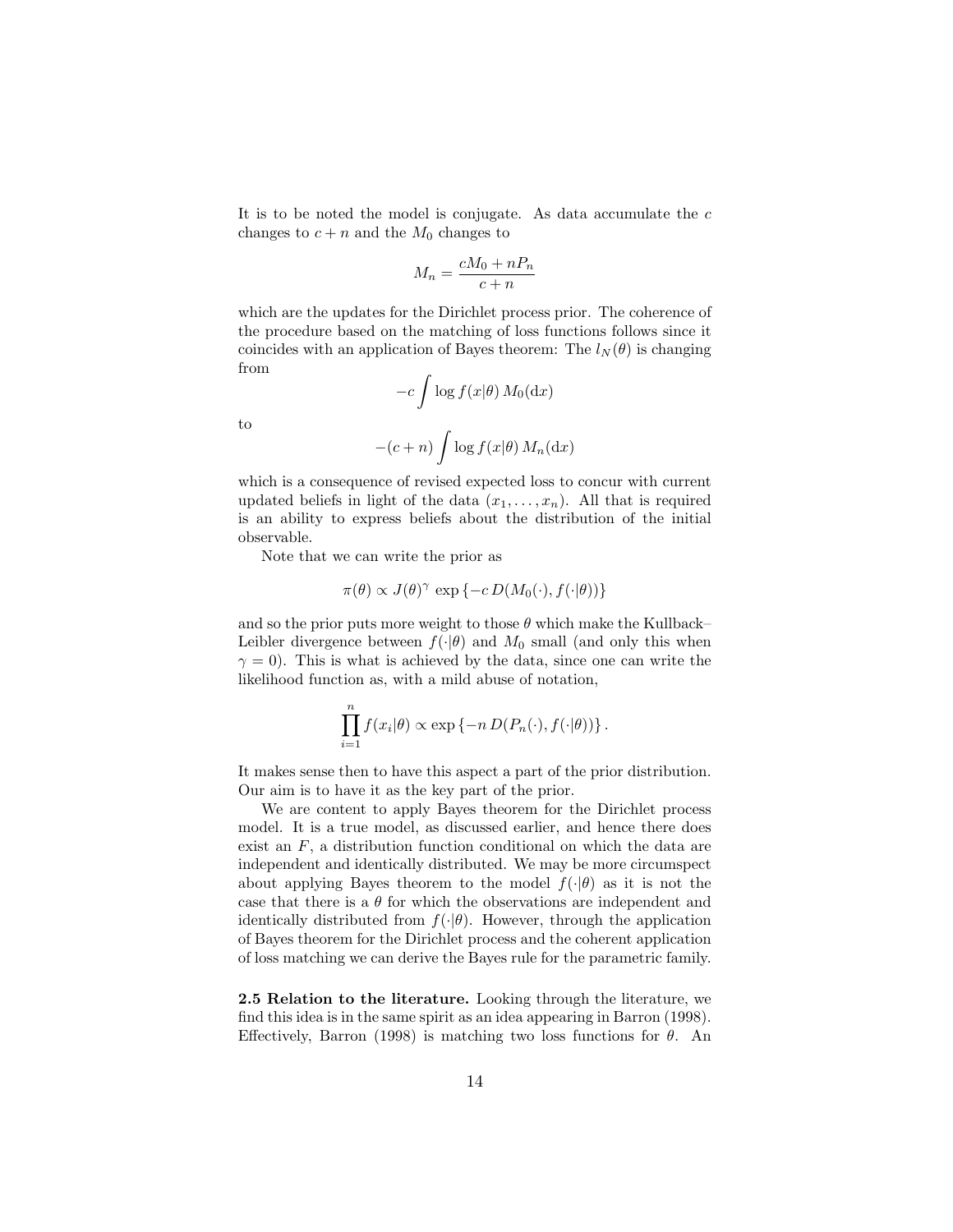It is to be noted the model is conjugate. As data accumulate the $c$ changes to $c+n$ and the $M_0$ changes to

$$M_n = \frac{cM_0 + nP_n}{c+n}$$

which are the updates for the Dirichlet process prior. The coherence of the procedure based on the matching of loss functions follows since it coincides with an application of Bayes theorem: The $l_N(\theta)$ is changing from

$$-c\int \log f(x|\theta)\, M_0(\mathrm{d}x)$$

to

$$-(c+n)\int \log f(x|\theta)\, M_n(\mathrm{d}x)$$

which is a consequence of revised expected loss to concur with current updated beliefs in light of the data $(x_1,\ldots,x_n)$. All that is required is an ability to express beliefs about the distribution of the initial observable.

Note that we can write the prior as

$$\pi(\theta) \propto J(\theta)^{\gamma}\, \exp\left\{-c\, D(M_0(\cdot), f(\cdot|\theta))\right\}$$

and so the prior puts more weight to those $\theta$ which make the Kullback–Leibler divergence between $f(\cdot|\theta)$ and $M_0$ small (and only this when $\gamma = 0$). This is what is achieved by the data, since one can write the likelihood function as, with a mild abuse of notation,

$$\prod_{i=1}^{n} f(x_i|\theta) \propto \exp\left\{-n\, D(P_n(\cdot), f(\cdot|\theta))\right\}.$$

It makes sense then to have this aspect a part of the prior distribution. Our aim is to have it as the key part of the prior.

We are content to apply Bayes theorem for the Dirichlet process model. It is a true model, as discussed earlier, and hence there does exist an $F$, a distribution function conditional on which the data are independent and identically distributed. We may be more circumspect about applying Bayes theorem to the model $f(\cdot|\theta)$ as it is not the case that there is a $\theta$ for which the observations are independent and identically distributed from $f(\cdot|\theta)$. However, through the application of Bayes theorem for the Dirichlet process and the coherent application of loss matching we can derive the Bayes rule for the parametric family.

**2.5 Relation to the literature.** Looking through the literature, we find this idea is in the same spirit as an idea appearing in Barron (1998). Effectively, Barron (1998) is matching two loss functions for $\theta$. An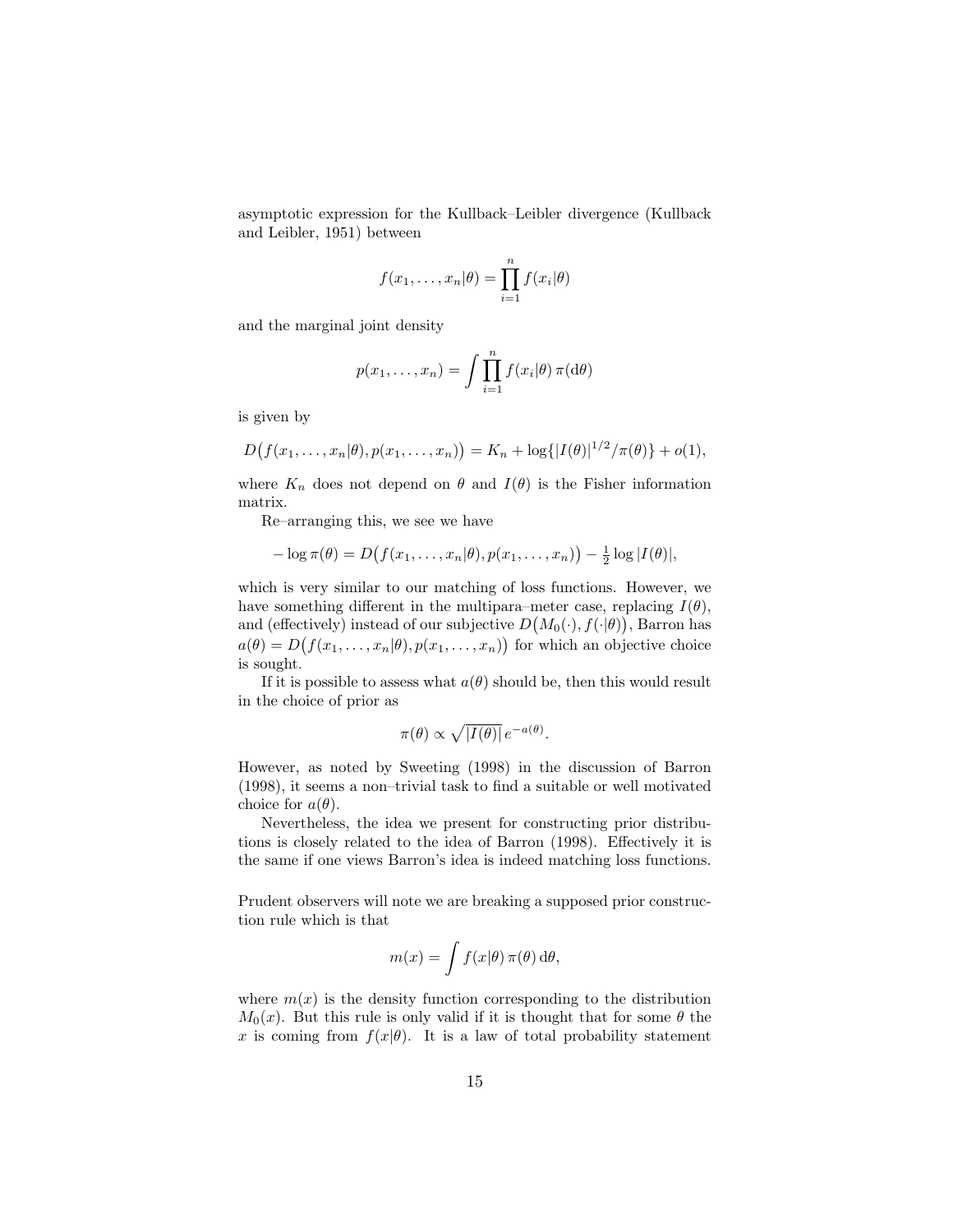asymptotic expression for the Kullback–Leibler divergence (Kullback and Leibler, 1951) between

$$f(x_1, \ldots, x_n|\theta) = \prod_{i=1}^{n} f(x_i|\theta)$$

and the marginal joint density

$$p(x_1, \ldots, x_n) = \int \prod_{i=1}^{n} f(x_i|\theta)\, \pi(\mathrm{d}\theta)$$

is given by

$$D\big(f(x_1, \ldots, x_n|\theta), p(x_1, \ldots, x_n)\big) = K_n + \log\{|I(\theta)|^{1/2}/\pi(\theta)\} + o(1),$$

where $K_n$ does not depend on $\theta$ and $I(\theta)$ is the Fisher information matrix.

Re–arranging this, we see we have

$$-\log \pi(\theta) = D\big(f(x_1, \ldots, x_n|\theta), p(x_1, \ldots, x_n)\big) - \tfrac{1}{2} \log |I(\theta)|,$$

which is very similar to our matching of loss functions. However, we have something different in the multipara–meter case, replacing $I(\theta)$, and (effectively) instead of our subjective $D\big(M_0(\cdot), f(\cdot|\theta)\big)$, Barron has $a(\theta) = D\big(f(x_1, \ldots, x_n|\theta), p(x_1, \ldots, x_n)\big)$ for which an objective choice is sought.

If it is possible to assess what $a(\theta)$ should be, then this would result in the choice of prior as

$$\pi(\theta) \propto \sqrt{|I(\theta)|}\, e^{-a(\theta)}.$$

However, as noted by Sweeting (1998) in the discussion of Barron (1998), it seems a non–trivial task to find a suitable or well motivated choice for $a(\theta)$.

Nevertheless, the idea we present for constructing prior distributions is closely related to the idea of Barron (1998). Effectively it is the same if one views Barron's idea is indeed matching loss functions.

Prudent observers will note we are breaking a supposed prior construction rule which is that

$$m(x) = \int f(x|\theta)\, \pi(\theta)\, \mathrm{d}\theta,$$

where $m(x)$ is the density function corresponding to the distribution $M_0(x)$. But this rule is only valid if it is thought that for some $\theta$ the $x$ is coming from $f(x|\theta)$. It is a law of total probability statement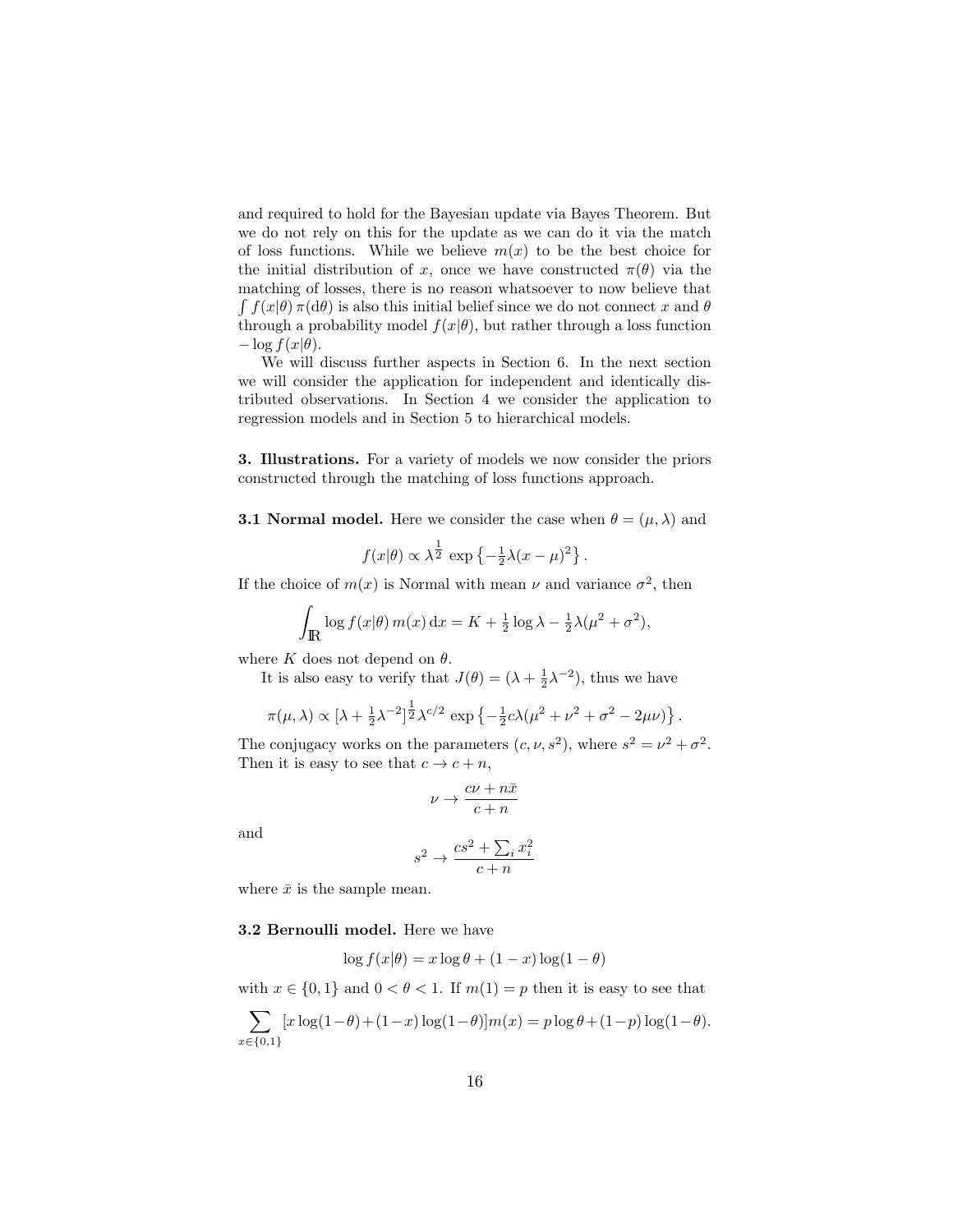and required to hold for the Bayesian update via Bayes Theorem. But we do not rely on this for the update as we can do it via the match of loss functions. While we believe $m(x)$ to be the best choice for the initial distribution of $x$, once we have constructed $\pi(\theta)$ via the matching of losses, there is no reason whatsoever to now believe that $\int f(x|\theta)\,\pi(\mathrm{d}\theta)$ is also this initial belief since we do not connect $x$ and $\theta$ through a probability model $f(x|\theta)$, but rather through a loss function $-\log f(x|\theta)$.

We will discuss further aspects in Section 6. In the next section we will consider the application for independent and identically distributed observations. In Section 4 we consider the application to regression models and in Section 5 to hierarchical models.

**3. Illustrations.** For a variety of models we now consider the priors constructed through the matching of loss functions approach.

**3.1 Normal model.** Here we consider the case when $\theta = (\mu, \lambda)$ and

$$f(x|\theta) \propto \lambda^{\frac{1}{2}}\, \exp\left\{-\tfrac{1}{2}\lambda(x-\mu)^2\right\}.$$

If the choice of $m(x)$ is Normal with mean $\nu$ and variance $\sigma^2$, then

$$\int_{\mathbb{R}} \log f(x|\theta)\, m(x)\, \mathrm{d}x = K + \tfrac{1}{2}\log\lambda - \tfrac{1}{2}\lambda(\mu^2+\sigma^2),$$

where $K$ does not depend on $\theta$.

It is also easy to verify that $J(\theta) = (\lambda + \frac{1}{2}\lambda^{-2})$, thus we have

$$\pi(\mu,\lambda) \propto [\lambda + \tfrac{1}{2}\lambda^{-2}]^{\frac{1}{2}}\lambda^{c/2}\, \exp\left\{-\tfrac{1}{2}c\lambda(\mu^2+\nu^2+\sigma^2-2\mu\nu)\right\}.$$

The conjugacy works on the parameters $(c, \nu, s^2)$, where $s^2 = \nu^2 + \sigma^2$. Then it is easy to see that $c \to c + n$,

$$\nu \to \frac{c\nu + n\bar{x}}{c+n}$$

and

$$s^2 \to \frac{cs^2 + \sum_i x_i^2}{c+n}$$

where $\bar{x}$ is the sample mean.

**3.2 Bernoulli model.** Here we have

$$\log f(x|\theta) = x\log\theta + (1-x)\log(1-\theta)$$

with $x \in \{0,1\}$ and $0 < \theta < 1$. If $m(1) = p$ then it is easy to see that

$$\sum_{x\in\{0,1\}} [x\log(1-\theta) + (1-x)\log(1-\theta)]m(x) = p\log\theta + (1-p)\log(1-\theta).$$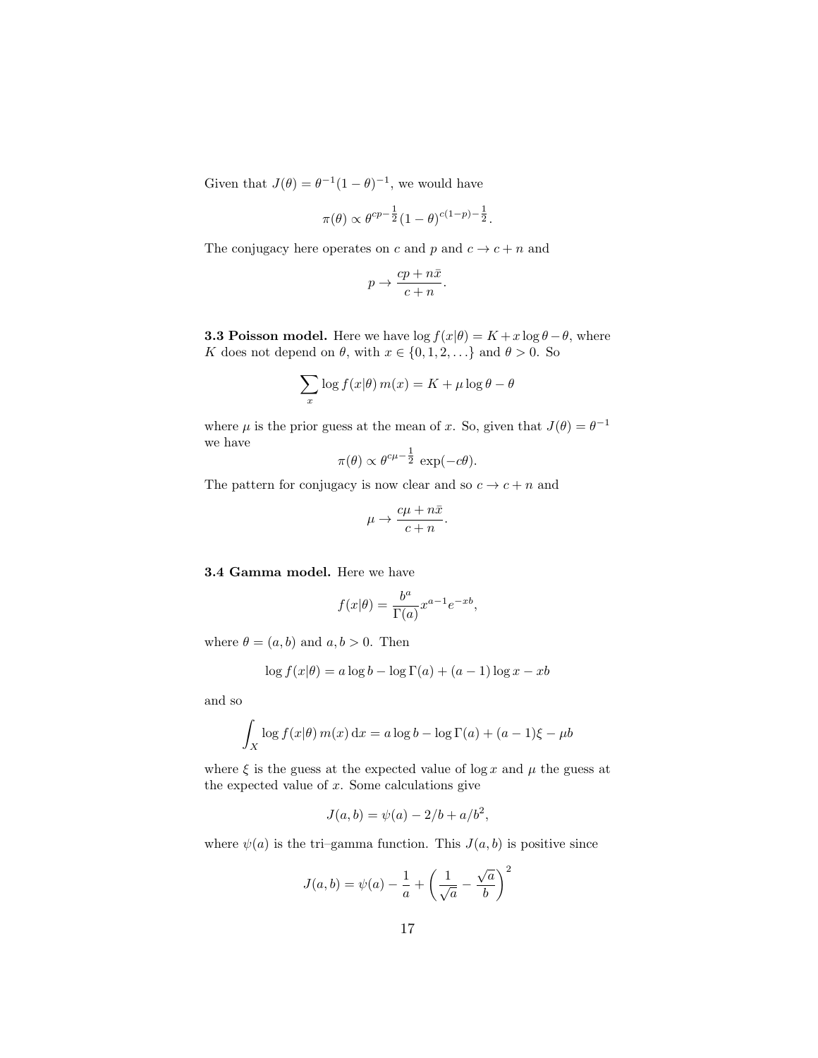Given that $J(\theta) = \theta^{-1}(1-\theta)^{-1}$, we would have

$$\pi(\theta) \propto \theta^{cp-\frac{1}{2}}(1-\theta)^{c(1-p)-\frac{1}{2}}.$$

The conjugacy here operates on $c$ and $p$ and $c \to c+n$ and

$$p \to \frac{cp + n\bar{x}}{c+n}.$$

**3.3 Poisson model.** Here we have $\log f(x|\theta) = K + x\log\theta - \theta$, where $K$ does not depend on $\theta$, with $x \in \{0, 1, 2, \ldots\}$ and $\theta > 0$. So

$$\sum_x \log f(x|\theta)\, m(x) = K + \mu \log\theta - \theta$$

where $\mu$ is the prior guess at the mean of $x$. So, given that $J(\theta) = \theta^{-1}$ we have

$$\pi(\theta) \propto \theta^{c\mu - \frac{1}{2}}\, \exp(-c\theta).$$

The pattern for conjugacy is now clear and so $c \to c+n$ and

$$\mu \to \frac{c\mu + n\bar{x}}{c+n}.$$

**3.4 Gamma model.** Here we have

$$f(x|\theta) = \frac{b^a}{\Gamma(a)} x^{a-1} e^{-xb},$$

where $\theta = (a, b)$ and $a, b > 0$. Then

$$\log f(x|\theta) = a\log b - \log\Gamma(a) + (a-1)\log x - xb$$

and so

$$\int_X \log f(x|\theta)\, m(x)\, \mathrm{d}x = a\log b - \log\Gamma(a) + (a-1)\xi - \mu b$$

where $\xi$ is the guess at the expected value of $\log x$ and $\mu$ the guess at the expected value of $x$. Some calculations give

$$J(a,b) = \psi(a) - 2/b + a/b^2,$$

where $\psi(a)$ is the tri–gamma function. This $J(a,b)$ is positive since

$$J(a,b) = \psi(a) - \frac{1}{a} + \left(\frac{1}{\sqrt{a}} - \frac{\sqrt{a}}{b}\right)^2$$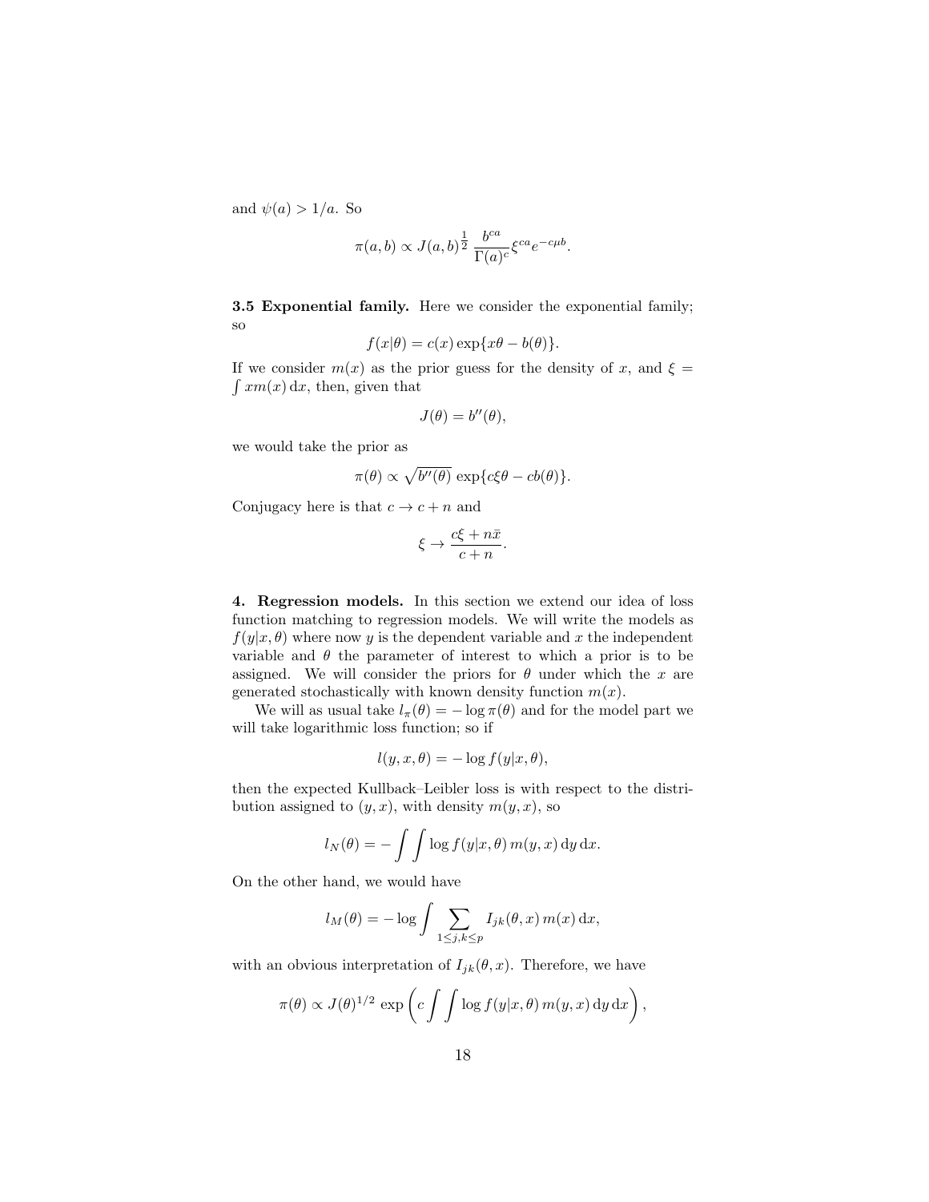and $\psi(a) > 1/a$. So

$$\pi(a,b) \propto J(a,b)^{\frac{1}{2}}\,\frac{b^{ca}}{\Gamma(a)^c}\xi^{ca}e^{-c\mu b}.$$

**3.5 Exponential family.** Here we consider the exponential family; so

$$f(x|\theta) = c(x)\exp\{x\theta - b(\theta)\}.$$

If we consider $m(x)$ as the prior guess for the density of $x$, and $\xi = \int x m(x)\,\mathrm{d}x$, then, given that

$$J(\theta) = b''(\theta),$$

we would take the prior as

$$\pi(\theta) \propto \sqrt{b''(\theta)}\,\exp\{c\xi\theta - cb(\theta)\}.$$

Conjugacy here is that $c \to c+n$ and

$$\xi \to \frac{c\xi + n\bar{x}}{c+n}.$$

**4. Regression models.** In this section we extend our idea of loss function matching to regression models. We will write the models as $f(y|x,\theta)$ where now $y$ is the dependent variable and $x$ the independent variable and $\theta$ the parameter of interest to which a prior is to be assigned. We will consider the priors for $\theta$ under which the $x$ are generated stochastically with known density function $m(x)$.

We will as usual take $l_\pi(\theta) = -\log\pi(\theta)$ and for the model part we will take logarithmic loss function; so if

$$l(y,x,\theta) = -\log f(y|x,\theta),$$

then the expected Kullback–Leibler loss is with respect to the distribution assigned to $(y,x)$, with density $m(y,x)$, so

$$l_N(\theta) = -\int\int \log f(y|x,\theta)\,m(y,x)\,\mathrm{d}y\,\mathrm{d}x.$$

On the other hand, we would have

$$l_M(\theta) = -\log\int\sum_{1\le j,k\le p} I_{jk}(\theta,x)\,m(x)\,\mathrm{d}x,$$

with an obvious interpretation of $I_{jk}(\theta,x)$. Therefore, we have

$$\pi(\theta) \propto J(\theta)^{1/2}\,\exp\left(c\int\int \log f(y|x,\theta)\,m(y,x)\,\mathrm{d}y\,\mathrm{d}x\right),$$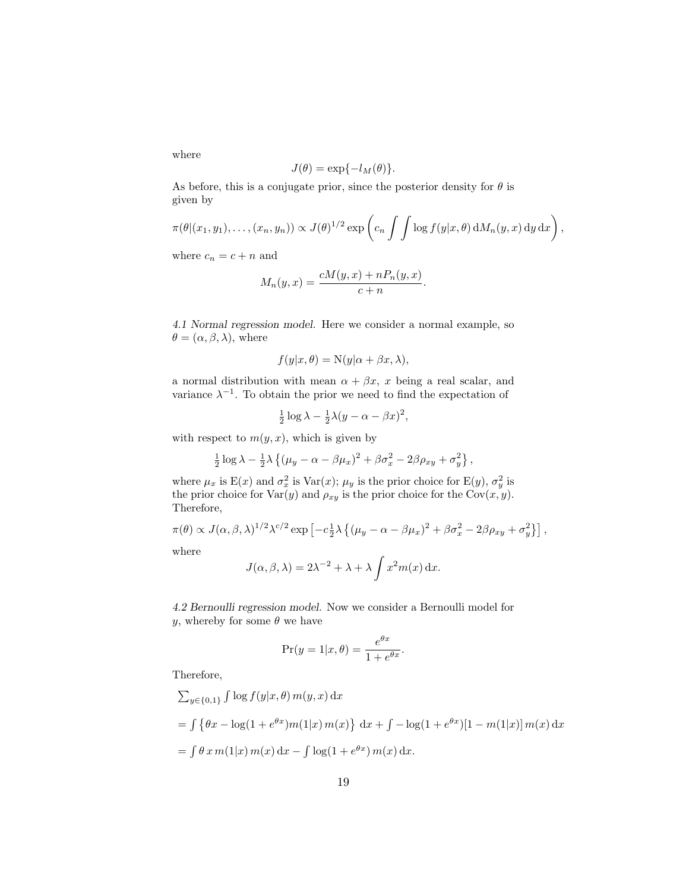where

$$J(\theta) = \exp\{-l_M(\theta)\}.$$

As before, this is a conjugate prior, since the posterior density for $\theta$ is given by

$$\pi(\theta|(x_1, y_1), \ldots, (x_n, y_n)) \propto J(\theta)^{1/2} \exp\left(c_n \int\int \log f(y|x,\theta)\,\mathrm{d}M_n(y,x)\,\mathrm{d}y\,\mathrm{d}x\right),$$

where $c_n = c + n$ and

$$M_n(y,x) = \frac{cM(y,x) + nP_n(y,x)}{c+n}.$$

*4.1 Normal regression model.* Here we consider a normal example, so $\theta = (\alpha, \beta, \lambda)$, where

$$f(y|x,\theta) = \mathrm{N}(y|\alpha + \beta x, \lambda),$$

a normal distribution with mean $\alpha + \beta x$, $x$ being a real scalar, and variance $\lambda^{-1}$. To obtain the prior we need to find the expectation of

$$\tfrac{1}{2}\log\lambda - \tfrac{1}{2}\lambda(y - \alpha - \beta x)^2,$$

with respect to $m(y,x)$, which is given by

$$\tfrac{1}{2}\log\lambda - \tfrac{1}{2}\lambda\left\{(\mu_y - \alpha - \beta\mu_x)^2 + \beta\sigma_x^2 - 2\beta\rho_{xy} + \sigma_y^2\right\},$$

where $\mu_x$ is $\mathrm{E}(x)$ and $\sigma_x^2$ is $\mathrm{Var}(x)$; $\mu_y$ is the prior choice for $\mathrm{E}(y)$, $\sigma_y^2$ is the prior choice for $\mathrm{Var}(y)$ and $\rho_{xy}$ is the prior choice for the $\mathrm{Cov}(x,y)$. Therefore,

$$\pi(\theta) \propto J(\alpha,\beta,\lambda)^{1/2}\lambda^{c/2}\exp\left[-c\tfrac{1}{2}\lambda\left\{(\mu_y - \alpha - \beta\mu_x)^2 + \beta\sigma_x^2 - 2\beta\rho_{xy} + \sigma_y^2\right\}\right],$$

where

$$J(\alpha,\beta,\lambda) = 2\lambda^{-2} + \lambda + \lambda\int x^2 m(x)\,\mathrm{d}x.$$

*4.2 Bernoulli regression model.* Now we consider a Bernoulli model for $y$, whereby for some $\theta$ we have

$$\Pr(y=1|x,\theta) = \frac{e^{\theta x}}{1 + e^{\theta x}}.$$

Therefore,

$$\begin{aligned}
&\textstyle\sum_{y\in\{0,1\}}\int \log f(y|x,\theta)\,m(y,x)\,\mathrm{d}x \\
&= \textstyle\int\left\{\theta x - \log(1+e^{\theta x})m(1|x)\,m(x)\right\}\,\mathrm{d}x + \int -\log(1+e^{\theta x})[1 - m(1|x)]\,m(x)\,\mathrm{d}x \\
&= \textstyle\int \theta\,x\,m(1|x)\,m(x)\,\mathrm{d}x - \int \log(1+e^{\theta x})\,m(x)\,\mathrm{d}x.
\end{aligned}$$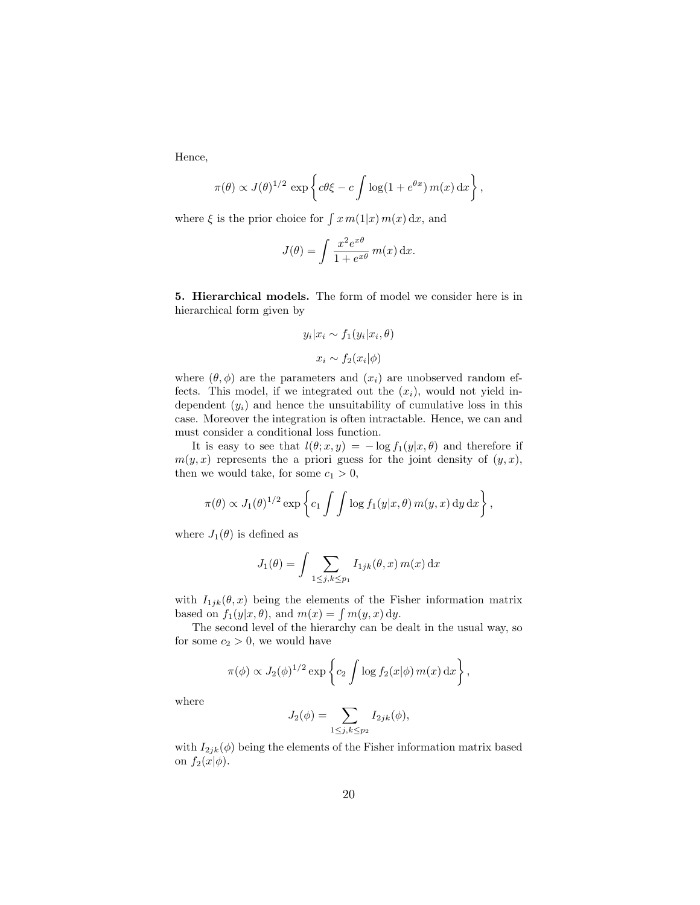Hence,

$$\pi(\theta) \propto J(\theta)^{1/2}\, \exp\left\{ c\theta\xi - c\int \log(1+e^{\theta x})\, m(x)\, \mathrm{d}x \right\},$$

where $\xi$ is the prior choice for $\int x\, m(1|x)\, m(x)\, \mathrm{d}x$, and

$$J(\theta) = \int \frac{x^2 e^{x\theta}}{1+e^{x\theta}}\, m(x)\, \mathrm{d}x.$$

**5. Hierarchical models.** The form of model we consider here is in hierarchical form given by

$$y_i | x_i \sim f_1(y_i|x_i, \theta)$$

$$x_i \sim f_2(x_i|\phi)$$

where $(\theta, \phi)$ are the parameters and $(x_i)$ are unobserved random effects. This model, if we integrated out the $(x_i)$, would not yield independent $(y_i)$ and hence the unsuitability of cumulative loss in this case. Moreover the integration is often intractable. Hence, we can and must consider a conditional loss function.

It is easy to see that $l(\theta; x, y) = -\log f_1(y|x, \theta)$ and therefore if $m(y, x)$ represents the a priori guess for the joint density of $(y, x)$, then we would take, for some $c_1 > 0$,

$$\pi(\theta) \propto J_1(\theta)^{1/2} \exp\left\{ c_1 \int\int \log f_1(y|x, \theta)\, m(y, x)\, \mathrm{d}y\, \mathrm{d}x \right\},$$

where $J_1(\theta)$ is defined as

$$J_1(\theta) = \int \sum_{1\leq j,k \leq p_1} I_{1jk}(\theta, x)\, m(x)\, \mathrm{d}x$$

with $I_{1jk}(\theta, x)$ being the elements of the Fisher information matrix based on $f_1(y|x, \theta)$, and $m(x) = \int m(y, x)\, \mathrm{d}y$.

The second level of the hierarchy can be dealt in the usual way, so for some $c_2 > 0$, we would have

$$\pi(\phi) \propto J_2(\phi)^{1/2} \exp\left\{ c_2 \int \log f_2(x|\phi)\, m(x)\, \mathrm{d}x \right\},$$

where

$$J_2(\phi) = \sum_{1\leq j,k \leq p_2} I_{2jk}(\phi),$$

with $I_{2jk}(\phi)$ being the elements of the Fisher information matrix based on $f_2(x|\phi)$.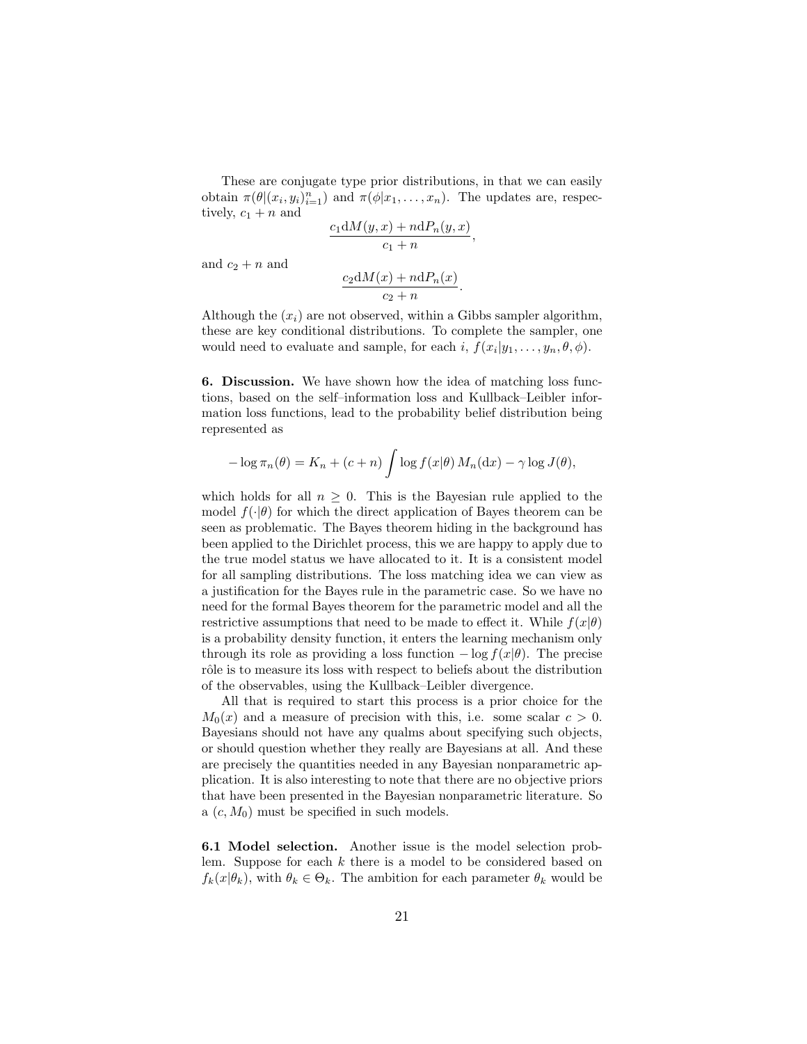These are conjugate type prior distributions, in that we can easily obtain $\pi(\theta|(x_i, y_i)_{i=1}^n)$ and $\pi(\phi|x_1, \ldots, x_n)$. The updates are, respectively, $c_1 + n$ and

$$\frac{c_1 \mathrm{d}M(y, x) + n\mathrm{d}P_n(y, x)}{c_1 + n},$$

and $c_2 + n$ and

$$\frac{c_2 \mathrm{d}M(x) + n\mathrm{d}P_n(x)}{c_2 + n}.$$

Although the $(x_i)$ are not observed, within a Gibbs sampler algorithm, these are key conditional distributions. To complete the sampler, one would need to evaluate and sample, for each $i$, $f(x_i|y_1, \ldots, y_n, \theta, \phi)$.

**6. Discussion.** We have shown how the idea of matching loss functions, based on the self–information loss and Kullback–Leibler information loss functions, lead to the probability belief distribution being represented as

$$-\log \pi_n(\theta) = K_n + (c+n) \int \log f(x|\theta) \, M_n(\mathrm{d}x) - \gamma \log J(\theta),$$

which holds for all $n \geq 0$. This is the Bayesian rule applied to the model $f(\cdot|\theta)$ for which the direct application of Bayes theorem can be seen as problematic. The Bayes theorem hiding in the background has been applied to the Dirichlet process, this we are happy to apply due to the true model status we have allocated to it. It is a consistent model for all sampling distributions. The loss matching idea we can view as a justification for the Bayes rule in the parametric case. So we have no need for the formal Bayes theorem for the parametric model and all the restrictive assumptions that need to be made to effect it. While $f(x|\theta)$ is a probability density function, it enters the learning mechanism only through its role as providing a loss function $-\log f(x|\theta)$. The precise rôle is to measure its loss with respect to beliefs about the distribution of the observables, using the Kullback–Leibler divergence.

All that is required to start this process is a prior choice for the $M_0(x)$ and a measure of precision with this, i.e. some scalar $c > 0$. Bayesians should not have any qualms about specifying such objects, or should question whether they really are Bayesians at all. And these are precisely the quantities needed in any Bayesian nonparametric application. It is also interesting to note that there are no objective priors that have been presented in the Bayesian nonparametric literature. So a $(c, M_0)$ must be specified in such models.

**6.1 Model selection.** Another issue is the model selection problem. Suppose for each $k$ there is a model to be considered based on $f_k(x|\theta_k)$, with $\theta_k \in \Theta_k$. The ambition for each parameter $\theta_k$ would be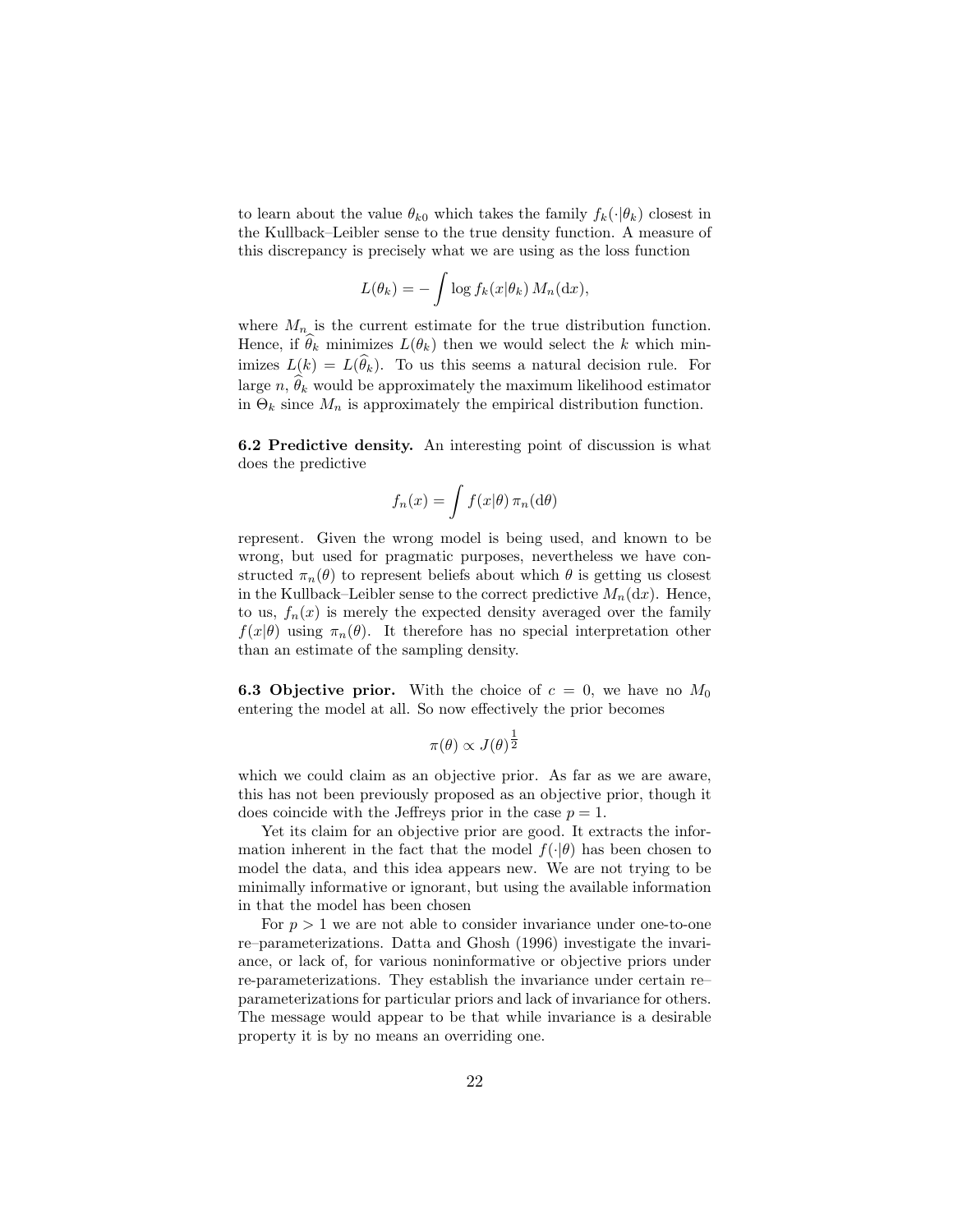to learn about the value $\theta_{k0}$ which takes the family $f_k(\cdot|\theta_k)$ closest in the Kullback–Leibler sense to the true density function. A measure of this discrepancy is precisely what we are using as the loss function

$$L(\theta_k) = -\int \log f_k(x|\theta_k)\, M_n(\mathrm{d}x),$$

where $M_n$ is the current estimate for the true distribution function. Hence, if $\widehat{\theta}_k$ minimizes $L(\theta_k)$ then we would select the $k$ which minimizes $L(k) = L(\widehat{\theta}_k)$. To us this seems a natural decision rule. For large $n$, $\widehat{\theta}_k$ would be approximately the maximum likelihood estimator in $\Theta_k$ since $M_n$ is approximately the empirical distribution function.

**6.2 Predictive density.** An interesting point of discussion is what does the predictive

$$f_n(x) = \int f(x|\theta)\, \pi_n(\mathrm{d}\theta)$$

represent. Given the wrong model is being used, and known to be wrong, but used for pragmatic purposes, nevertheless we have constructed $\pi_n(\theta)$ to represent beliefs about which $\theta$ is getting us closest in the Kullback–Leibler sense to the correct predictive $M_n(\mathrm{d}x)$. Hence, to us, $f_n(x)$ is merely the expected density averaged over the family $f(x|\theta)$ using $\pi_n(\theta)$. It therefore has no special interpretation other than an estimate of the sampling density.

**6.3 Objective prior.** With the choice of $c = 0$, we have no $M_0$ entering the model at all. So now effectively the prior becomes

$$\pi(\theta) \propto J(\theta)^{\frac{1}{2}}$$

which we could claim as an objective prior. As far as we are aware, this has not been previously proposed as an objective prior, though it does coincide with the Jeffreys prior in the case $p = 1$.

Yet its claim for an objective prior are good. It extracts the information inherent in the fact that the model $f(\cdot|\theta)$ has been chosen to model the data, and this idea appears new. We are not trying to be minimally informative or ignorant, but using the available information in that the model has been chosen

For $p > 1$ we are not able to consider invariance under one-to-one re–parameterizations. Datta and Ghosh (1996) investigate the invariance, or lack of, for various noninformative or objective priors under re-parameterizations. They establish the invariance under certain re–parameterizations for particular priors and lack of invariance for others. The message would appear to be that while invariance is a desirable property it is by no means an overriding one.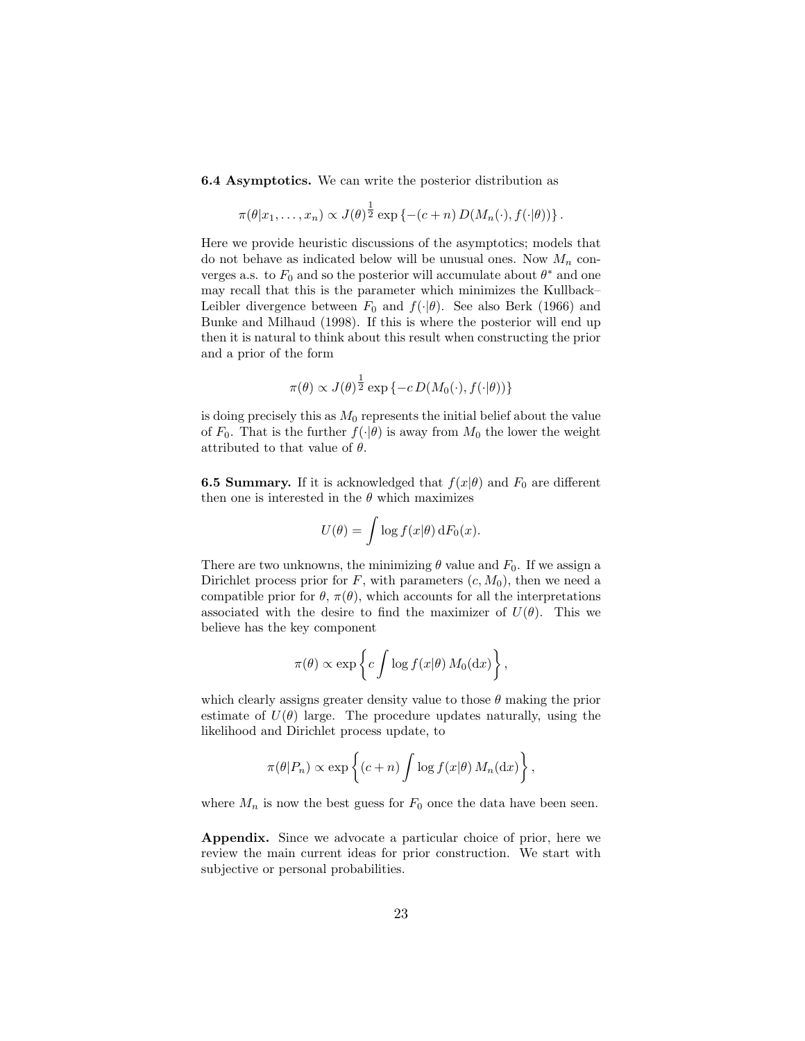**6.4 Asymptotics.** We can write the posterior distribution as

$$\pi(\theta|x_1, \ldots, x_n) \propto J(\theta)^{\frac{1}{2}} \exp\left\{-(c+n)\, D(M_n(\cdot), f(\cdot|\theta))\right\}.$$

Here we provide heuristic discussions of the asymptotics; models that do not behave as indicated below will be unusual ones. Now $M_n$ converges a.s. to $F_0$ and so the posterior will accumulate about $\theta^*$ and one may recall that this is the parameter which minimizes the Kullback–Leibler divergence between $F_0$ and $f(\cdot|\theta)$. See also Berk (1966) and Bunke and Milhaud (1998). If this is where the posterior will end up then it is natural to think about this result when constructing the prior and a prior of the form

$$\pi(\theta) \propto J(\theta)^{\frac{1}{2}} \exp\left\{-c\, D(M_0(\cdot), f(\cdot|\theta))\right\}$$

is doing precisely this as $M_0$ represents the initial belief about the value of $F_0$. That is the further $f(\cdot|\theta)$ is away from $M_0$ the lower the weight attributed to that value of $\theta$.

**6.5 Summary.** If it is acknowledged that $f(x|\theta)$ and $F_0$ are different then one is interested in the $\theta$ which maximizes

$$U(\theta) = \int \log f(x|\theta)\, \mathrm{d}F_0(x).$$

There are two unknowns, the minimizing $\theta$ value and $F_0$. If we assign a Dirichlet process prior for $F$, with parameters $(c, M_0)$, then we need a compatible prior for $\theta$, $\pi(\theta)$, which accounts for all the interpretations associated with the desire to find the maximizer of $U(\theta)$. This we believe has the key component

$$\pi(\theta) \propto \exp\left\{c \int \log f(x|\theta)\, M_0(\mathrm{d}x)\right\},$$

which clearly assigns greater density value to those $\theta$ making the prior estimate of $U(\theta)$ large. The procedure updates naturally, using the likelihood and Dirichlet process update, to

$$\pi(\theta|P_n) \propto \exp\left\{(c+n) \int \log f(x|\theta)\, M_n(\mathrm{d}x)\right\},$$

where $M_n$ is now the best guess for $F_0$ once the data have been seen.

**Appendix.** Since we advocate a particular choice of prior, here we review the main current ideas for prior construction. We start with subjective or personal probabilities.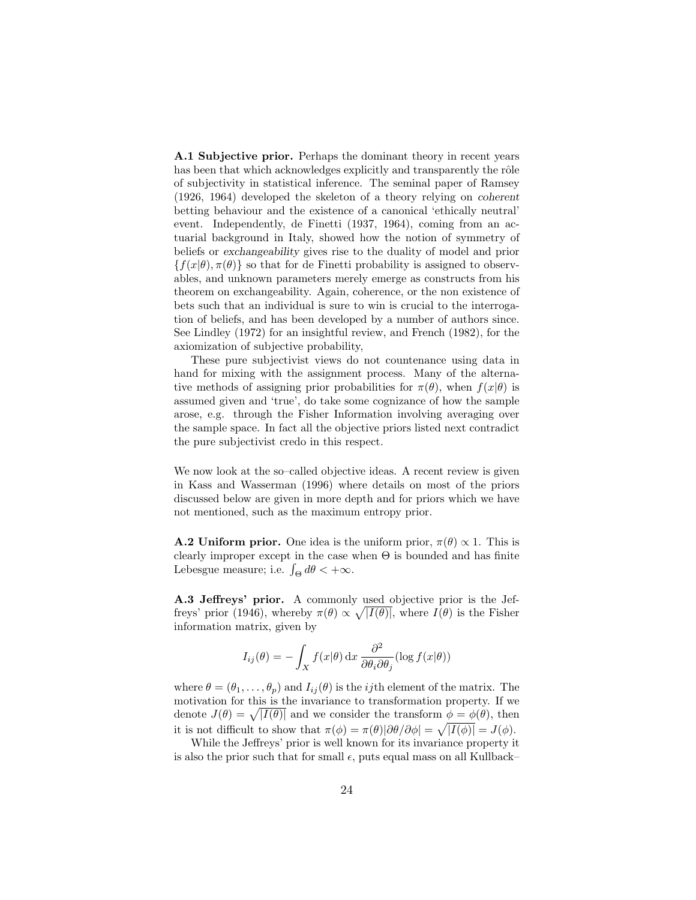**A.1 Subjective prior.** Perhaps the dominant theory in recent years has been that which acknowledges explicitly and transparently the rôle of subjectivity in statistical inference. The seminal paper of Ramsey (1926, 1964) developed the skeleton of a theory relying on *coherent* betting behaviour and the existence of a canonical 'ethically neutral' event. Independently, de Finetti (1937, 1964), coming from an actuarial background in Italy, showed how the notion of symmetry of beliefs or *exchangeability* gives rise to the duality of model and prior $\{f(x|\theta), \pi(\theta)\}$ so that for de Finetti probability is assigned to observables, and unknown parameters merely emerge as constructs from his theorem on exchangeability. Again, coherence, or the non existence of bets such that an individual is sure to win is crucial to the interrogation of beliefs, and has been developed by a number of authors since. See Lindley (1972) for an insightful review, and French (1982), for the axiomization of subjective probability,

These pure subjectivist views do not countenance using data in hand for mixing with the assignment process. Many of the alternative methods of assigning prior probabilities for $\pi(\theta)$, when $f(x|\theta)$ is assumed given and 'true', do take some cognizance of how the sample arose, e.g. through the Fisher Information involving averaging over the sample space. In fact all the objective priors listed next contradict the pure subjectivist credo in this respect.

We now look at the so–called objective ideas. A recent review is given in Kass and Wasserman (1996) where details on most of the priors discussed below are given in more depth and for priors which we have not mentioned, such as the maximum entropy prior.

**A.2 Uniform prior.** One idea is the uniform prior, $\pi(\theta) \propto 1$. This is clearly improper except in the case when $\Theta$ is bounded and has finite Lebesgue measure; i.e. $\int_\Theta d\theta < +\infty$.

**A.3 Jeffreys' prior.** A commonly used objective prior is the Jeffreys' prior (1946), whereby $\pi(\theta) \propto \sqrt{|I(\theta)|}$, where $I(\theta)$ is the Fisher information matrix, given by

$$I_{ij}(\theta) = -\int_X f(x|\theta)\,\mathrm{d}x\,\frac{\partial^2}{\partial\theta_i \partial\theta_j}(\log f(x|\theta))$$

where $\theta = (\theta_1, \ldots, \theta_p)$ and $I_{ij}(\theta)$ is the $ij$th element of the matrix. The motivation for this is the invariance to transformation property. If we denote $J(\theta) = \sqrt{|I(\theta)|}$ and we consider the transform $\phi = \phi(\theta)$, then it is not difficult to show that $\pi(\phi) = \pi(\theta)|\partial\theta/\partial\phi| = \sqrt{|I(\phi)|} = J(\phi)$.

While the Jeffreys' prior is well known for its invariance property it is also the prior such that for small $\epsilon$, puts equal mass on all Kullback–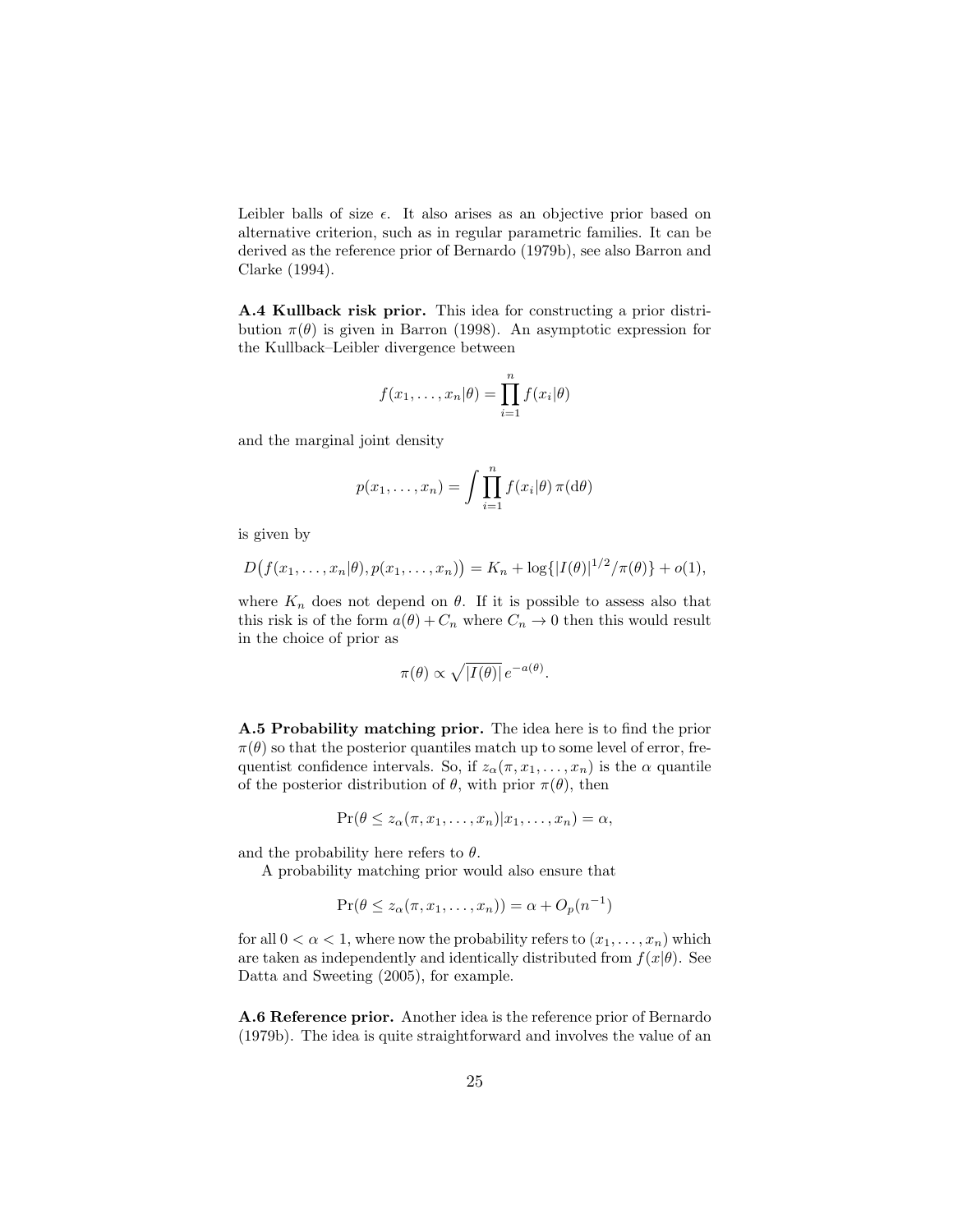Leibler balls of size $\epsilon$. It also arises as an objective prior based on alternative criterion, such as in regular parametric families. It can be derived as the reference prior of Bernardo (1979b), see also Barron and Clarke (1994).

**A.4 Kullback risk prior.** This idea for constructing a prior distribution $\pi(\theta)$ is given in Barron (1998). An asymptotic expression for the Kullback–Leibler divergence between

$$f(x_1,\ldots,x_n|\theta) = \prod_{i=1}^n f(x_i|\theta)$$

and the marginal joint density

$$p(x_1,\ldots,x_n) = \int \prod_{i=1}^n f(x_i|\theta)\,\pi(\mathrm{d}\theta)$$

is given by

$$D\big(f(x_1,\ldots,x_n|\theta), p(x_1,\ldots,x_n)\big) = K_n + \log\{|I(\theta)|^{1/2}/\pi(\theta)\} + o(1),$$

where $K_n$ does not depend on $\theta$. If it is possible to assess also that this risk is of the form $a(\theta) + C_n$ where $C_n \to 0$ then this would result in the choice of prior as

$$\pi(\theta) \propto \sqrt{|I(\theta)|}\, e^{-a(\theta)}.$$

**A.5 Probability matching prior.** The idea here is to find the prior $\pi(\theta)$ so that the posterior quantiles match up to some level of error, frequentist confidence intervals. So, if $z_\alpha(\pi, x_1,\ldots,x_n)$ is the $\alpha$ quantile of the posterior distribution of $\theta$, with prior $\pi(\theta)$, then

$$\Pr(\theta \le z_\alpha(\pi, x_1,\ldots,x_n)|x_1,\ldots,x_n) = \alpha,$$

and the probability here refers to $\theta$.

A probability matching prior would also ensure that

$$\Pr(\theta \le z_\alpha(\pi, x_1,\ldots,x_n)) = \alpha + O_p(n^{-1})$$

for all $0 < \alpha < 1$, where now the probability refers to $(x_1,\ldots,x_n)$ which are taken as independently and identically distributed from $f(x|\theta)$. See Datta and Sweeting (2005), for example.

**A.6 Reference prior.** Another idea is the reference prior of Bernardo (1979b). The idea is quite straightforward and involves the value of an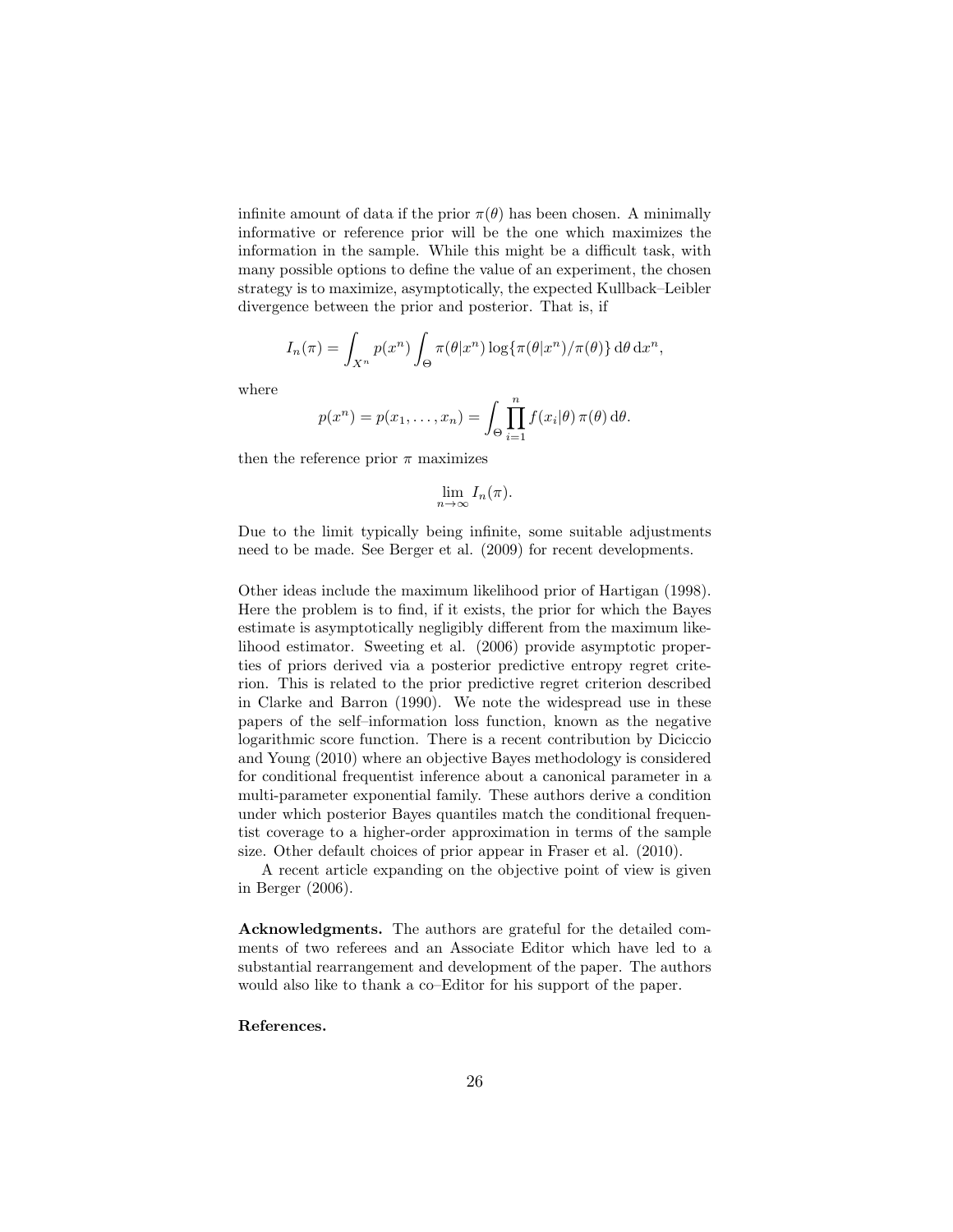infinite amount of data if the prior $\pi(\theta)$ has been chosen. A minimally informative or reference prior will be the one which maximizes the information in the sample. While this might be a difficult task, with many possible options to define the value of an experiment, the chosen strategy is to maximize, asymptotically, the expected Kullback–Leibler divergence between the prior and posterior. That is, if

$$I_n(\pi) = \int_{X^n} p(x^n) \int_{\Theta} \pi(\theta|x^n) \log\{\pi(\theta|x^n)/\pi(\theta)\} \, \mathrm{d}\theta \, \mathrm{d}x^n,$$

where

$$p(x^n) = p(x_1, \ldots, x_n) = \int_{\Theta} \prod_{i=1}^{n} f(x_i|\theta) \, \pi(\theta) \, \mathrm{d}\theta.$$

then the reference prior $\pi$ maximizes

$$\lim_{n \to \infty} I_n(\pi).$$

Due to the limit typically being infinite, some suitable adjustments need to be made. See Berger et al. (2009) for recent developments.

Other ideas include the maximum likelihood prior of Hartigan (1998). Here the problem is to find, if it exists, the prior for which the Bayes estimate is asymptotically negligibly different from the maximum likelihood estimator. Sweeting et al. (2006) provide asymptotic properties of priors derived via a posterior predictive entropy regret criterion. This is related to the prior predictive regret criterion described in Clarke and Barron (1990). We note the widespread use in these papers of the self–information loss function, known as the negative logarithmic score function. There is a recent contribution by Diciccio and Young (2010) where an objective Bayes methodology is considered for conditional frequentist inference about a canonical parameter in a multi-parameter exponential family. These authors derive a condition under which posterior Bayes quantiles match the conditional frequentist coverage to a higher-order approximation in terms of the sample size. Other default choices of prior appear in Fraser et al. (2010).

A recent article expanding on the objective point of view is given in Berger (2006).

**Acknowledgments.** The authors are grateful for the detailed comments of two referees and an Associate Editor which have led to a substantial rearrangement and development of the paper. The authors would also like to thank a co–Editor for his support of the paper.

**References.**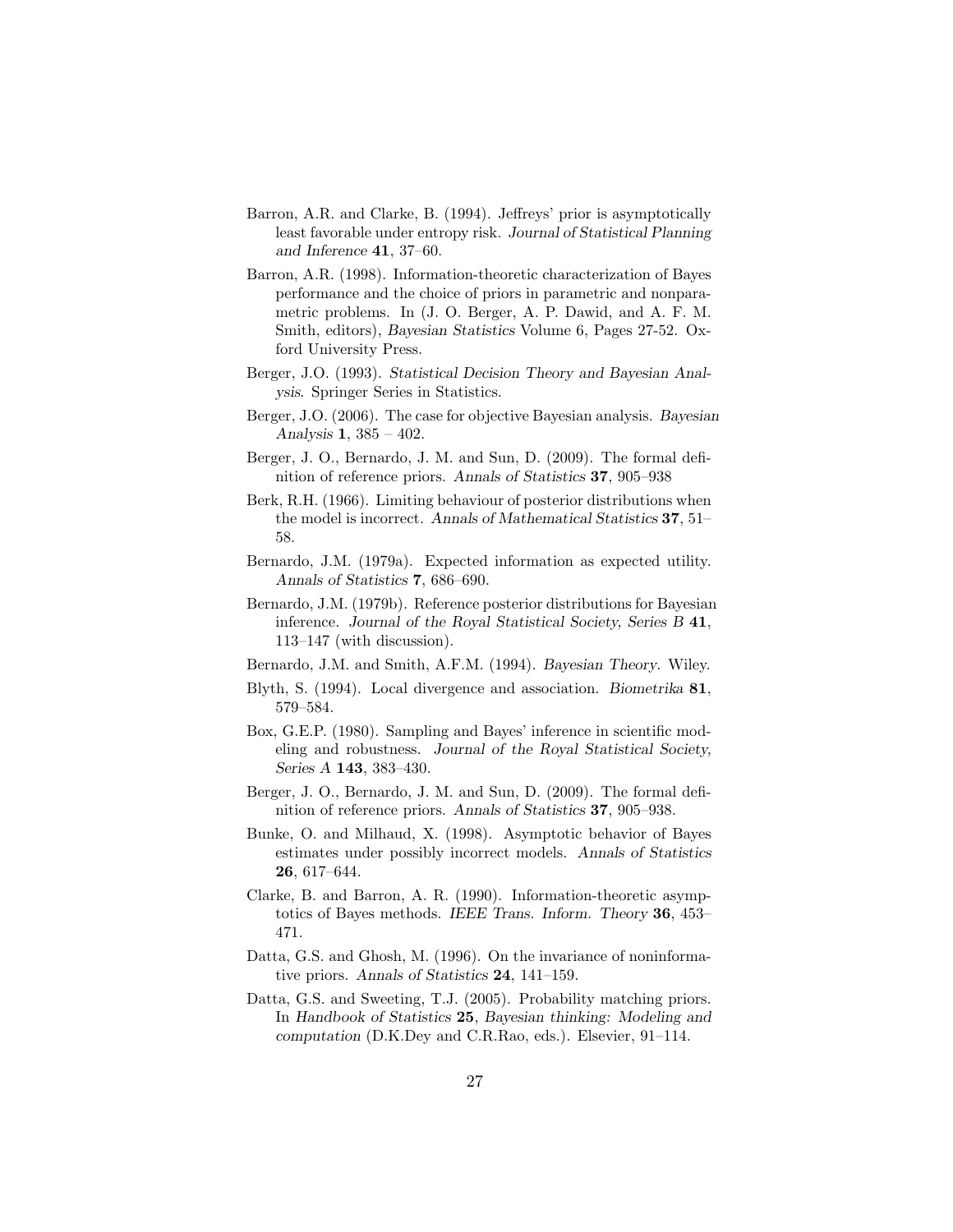Barron, A.R. and Clarke, B. (1994). Jeffreys' prior is asymptotically least favorable under entropy risk. *Journal of Statistical Planning and Inference* **41**, 37–60.

Barron, A.R. (1998). Information-theoretic characterization of Bayes performance and the choice of priors in parametric and nonparametric problems. In (J. O. Berger, A. P. Dawid, and A. F. M. Smith, editors), *Bayesian Statistics* Volume 6, Pages 27-52. Oxford University Press.

Berger, J.O. (1993). *Statistical Decision Theory and Bayesian Analysis*. Springer Series in Statistics.

Berger, J.O. (2006). The case for objective Bayesian analysis. *Bayesian Analysis* **1**, 385 – 402.

Berger, J. O., Bernardo, J. M. and Sun, D. (2009). The formal definition of reference priors. *Annals of Statistics* **37**, 905–938

Berk, R.H. (1966). Limiting behaviour of posterior distributions when the model is incorrect. *Annals of Mathematical Statistics* **37**, 51–58.

Bernardo, J.M. (1979a). Expected information as expected utility. *Annals of Statistics* **7**, 686–690.

Bernardo, J.M. (1979b). Reference posterior distributions for Bayesian inference. *Journal of the Royal Statistical Society, Series B* **41**, 113–147 (with discussion).

Bernardo, J.M. and Smith, A.F.M. (1994). *Bayesian Theory*. Wiley.

Blyth, S. (1994). Local divergence and association. *Biometrika* **81**, 579–584.

Box, G.E.P. (1980). Sampling and Bayes' inference in scientific modeling and robustness. *Journal of the Royal Statistical Society, Series A* **143**, 383–430.

Berger, J. O., Bernardo, J. M. and Sun, D. (2009). The formal definition of reference priors. *Annals of Statistics* **37**, 905–938.

Bunke, O. and Milhaud, X. (1998). Asymptotic behavior of Bayes estimates under possibly incorrect models. *Annals of Statistics* **26**, 617–644.

Clarke, B. and Barron, A. R. (1990). Information-theoretic asymptotics of Bayes methods. *IEEE Trans. Inform. Theory* **36**, 453–471.

Datta, G.S. and Ghosh, M. (1996). On the invariance of noninformative priors. *Annals of Statistics* **24**, 141–159.

Datta, G.S. and Sweeting, T.J. (2005). Probability matching priors. In *Handbook of Statistics* **25**, *Bayesian thinking: Modeling and computation* (D.K.Dey and C.R.Rao, eds.). Elsevier, 91–114.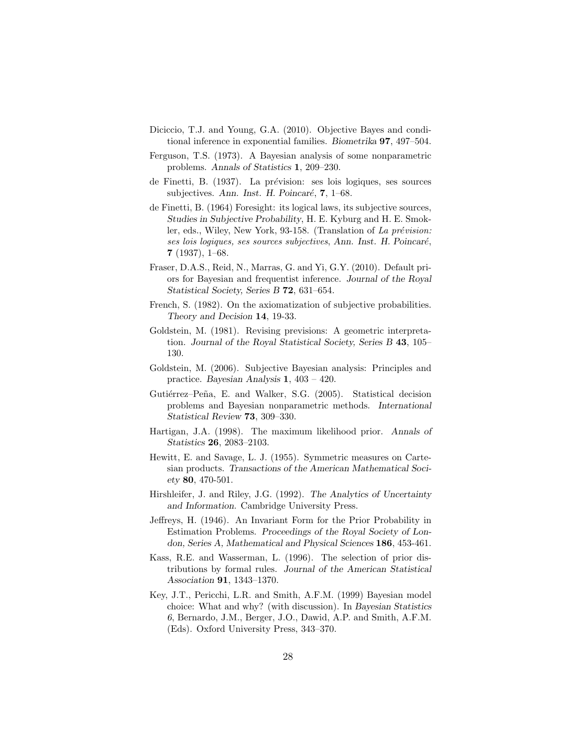Diciccio, T.J. and Young, G.A. (2010). Objective Bayes and conditional inference in exponential families. *Biometrika* **97**, 497–504.

Ferguson, T.S. (1973). A Bayesian analysis of some nonparametric problems. *Annals of Statistics* **1**, 209–230.

de Finetti, B. (1937). La prévision: ses lois logiques, ses sources subjectives. *Ann. Inst. H. Poincaré*, **7**, 1–68.

de Finetti, B. (1964) Foresight: its logical laws, its subjective sources, *Studies in Subjective Probability*, H. E. Kyburg and H. E. Smokler, eds., Wiley, New York, 93-158. (Translation of *La prévision: ses lois logiques, ses sources subjectives*, *Ann. Inst. H. Poincaré*, **7** (1937), 1–68.

Fraser, D.A.S., Reid, N., Marras, G. and Yi, G.Y. (2010). Default priors for Bayesian and frequentist inference. *Journal of the Royal Statistical Society, Series B* **72**, 631–654.

French, S. (1982). On the axiomatization of subjective probabilities. *Theory and Decision* **14**, 19-33.

Goldstein, M. (1981). Revising previsions: A geometric interpretation. *Journal of the Royal Statistical Society, Series B* **43**, 105–130.

Goldstein, M. (2006). Subjective Bayesian analysis: Principles and practice. *Bayesian Analysis* **1**, 403 – 420.

Gutiérrez–Peña, E. and Walker, S.G. (2005). Statistical decision problems and Bayesian nonparametric methods. *International Statistical Review* **73**, 309–330.

Hartigan, J.A. (1998). The maximum likelihood prior. *Annals of Statistics* **26**, 2083–2103.

Hewitt, E. and Savage, L. J. (1955). Symmetric measures on Cartesian products. *Transactions of the American Mathematical Society* **80**, 470-501.

Hirshleifer, J. and Riley, J.G. (1992). *The Analytics of Uncertainty and Information*. Cambridge University Press.

Jeffreys, H. (1946). An Invariant Form for the Prior Probability in Estimation Problems. *Proceedings of the Royal Society of London, Series A, Mathematical and Physical Sciences* **186**, 453-461.

Kass, R.E. and Wasserman, L. (1996). The selection of prior distributions by formal rules. *Journal of the American Statistical Association* **91**, 1343–1370.

Key, J.T., Pericchi, L.R. and Smith, A.F.M. (1999) Bayesian model choice: What and why? (with discussion). In *Bayesian Statistics 6*, Bernardo, J.M., Berger, J.O., Dawid, A.P. and Smith, A.F.M. (Eds). Oxford University Press, 343–370.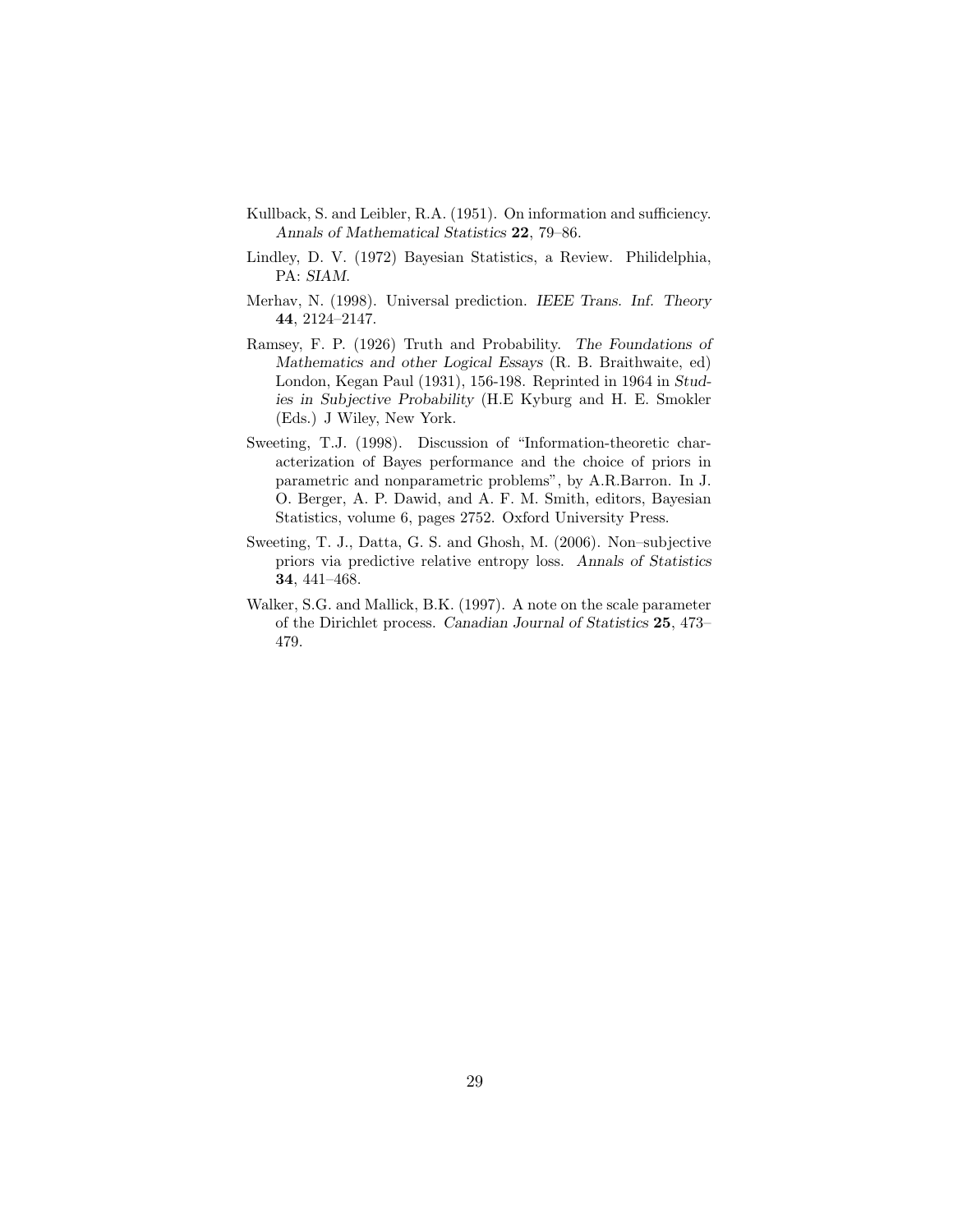Kullback, S. and Leibler, R.A. (1951). On information and sufficiency. *Annals of Mathematical Statistics* **22**, 79–86.

Lindley, D. V. (1972) Bayesian Statistics, a Review. Philidelphia, PA: *SIAM*.

Merhav, N. (1998). Universal prediction. *IEEE Trans. Inf. Theory* **44**, 2124–2147.

Ramsey, F. P. (1926) Truth and Probability. *The Foundations of Mathematics and other Logical Essays* (R. B. Braithwaite, ed) London, Kegan Paul (1931), 156-198. Reprinted in 1964 in *Studies in Subjective Probability* (H.E Kyburg and H. E. Smokler (Eds.) J Wiley, New York.

Sweeting, T.J. (1998). Discussion of "Information-theoretic characterization of Bayes performance and the choice of priors in parametric and nonparametric problems", by A.R.Barron. In J. O. Berger, A. P. Dawid, and A. F. M. Smith, editors, Bayesian Statistics, volume 6, pages 2752. Oxford University Press.

Sweeting, T. J., Datta, G. S. and Ghosh, M. (2006). Non–subjective priors via predictive relative entropy loss. *Annals of Statistics* **34**, 441–468.

Walker, S.G. and Mallick, B.K. (1997). A note on the scale parameter of the Dirichlet process. *Canadian Journal of Statistics* **25**, 473–479.